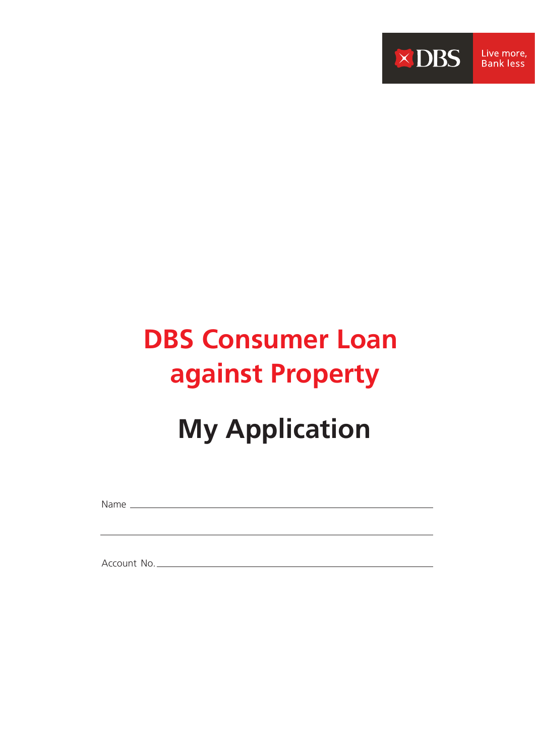DBS Live more, Bank less

# DBS Consumer Loan against Property

# My Application

Name \_\_\_\_\_\_\_\_\_\_\_\_\_\_\_\_\_\_\_\_\_\_\_\_\_\_\_\_\_\_\_\_\_\_\_\_\_\_\_\_\_\_\_\_\_\_\_\_\_\_\_\_\_\_\_\_

\_\_\_\_\_\_\_\_\_\_\_\_\_\_\_\_\_\_\_\_\_\_\_\_\_\_\_\_\_\_\_\_\_\_\_\_\_\_\_\_\_\_\_\_\_\_\_\_\_\_\_\_\_\_\_\_\_\_\_\_

Account No. \_\_\_\_\_\_\_\_\_\_\_\_\_\_\_\_\_\_\_\_\_\_\_\_\_\_\_\_\_\_\_\_\_\_\_\_\_\_\_\_\_\_\_\_\_\_\_\_\_\_\_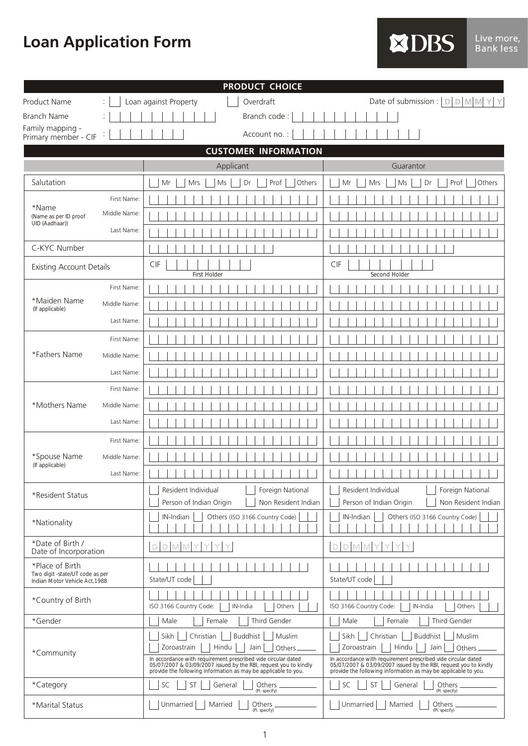# Loan Application Form

DBS Live more, Bank less

## PRODUCT CHOICE

| | | | |
|---|---|---|---|
| Product Name | : ☐ Loan against Property ☐ Overdraft | | Date of submission : D D M M Y Y |
| Branch Name | : | Branch code : | |
| Family mapping - Primary member - CIF | : | Account no. : | |

## CUSTOMER INFORMATION

| | | Applicant | Guarantor |
|---|---|---|---|
| Salutation | | ☐ Mr ☐ Mrs ☐ Ms ☐ Dr ☐ Prof ☐ Others | ☐ Mr ☐ Mrs ☐ Ms ☐ Dr ☐ Prof ☐ Others |
| *Name (Name as per ID proof UID (Aadhaar)) | First Name: | | |
| | Middle Name: | | |
| | Last Name: | | |
| C-KYC Number | | | |
| Existing Account Details | | CIF First Holder | CIF Second Holder |
| *Maiden Name (If applicable) | First Name: | | |
| | Middle Name: | | |
| | Last Name: | | |
| *Fathers Name | First Name: | | |
| | Middle Name: | | |
| | Last Name: | | |
| *Mothers Name | First Name: | | |
| | Middle Name: | | |
| | Last Name: | | |
| *Spouse Name (If applicable) | First Name: | | |
| | Middle Name: | | |
| | Last Name: | | |
| *Resident Status | | ☐ Resident Individual ☐ Foreign National ☐ Person of Indian Origin ☐ Non Resident Indian | ☐ Resident Individual ☐ Foreign National ☐ Person of Indian Origin ☐ Non Resident Indian |
| *Nationality | | ☐ IN-Indian ☐ Others (ISO 3166 Country Code) | ☐ IN-Indian ☐ Others (ISO 3166 Country Code) |
| *Date of Birth / Date of Incorporation | | D D M M Y Y Y Y | D D M M Y Y Y Y |
| *Place of Birth Two digit -state/UT code as per Indian Motor Vehicle Act,1988 | | State/UT code | State/UT code |
| *Country of Birth | | ISO 3166 Country Code: ☐ IN-India ☐ Others | ISO 3166 Country Code: ☐ IN-India ☐ Others |
| *Gender | | ☐ Male ☐ Female ☐ Third Gender | ☐ Male ☐ Female ☐ Third Gender |
| *Community | | ☐ Sikh ☐ Christian ☐ Buddhist ☐ Muslim ☐ Zoroastrain ☐ Hindu ☐ Jain ☐ Others ____ In accordance with requirement prescribed vide circular dated 05/07/2007 & 03/09/2007 issued by the RBI, request you to kindly provide the following information as may be applicable to you. | ☐ Sikh ☐ Christian ☐ Buddhist ☐ Muslim ☐ Zoroastrain ☐ Hindu ☐ Jain ☐ Others ____ In accordance with requirement prescribed vide circular dated 05/07/2007 & 03/09/2007 issued by the RBI, request you to kindly provide the following information as may be applicable to you. |
| *Category | | ☐ SC ☐ ST ☐ General ☐ Others ____ (Pl. specify) | ☐ SC ☐ ST ☐ General ☐ Others ____ (Pl. specify) |
| *Marital Status | | ☐ Unmarried ☐ Married ☐ Others ____ (Pl. specify) | ☐ Unmarried ☐ Married ☐ Others ____ (Pl. specify) |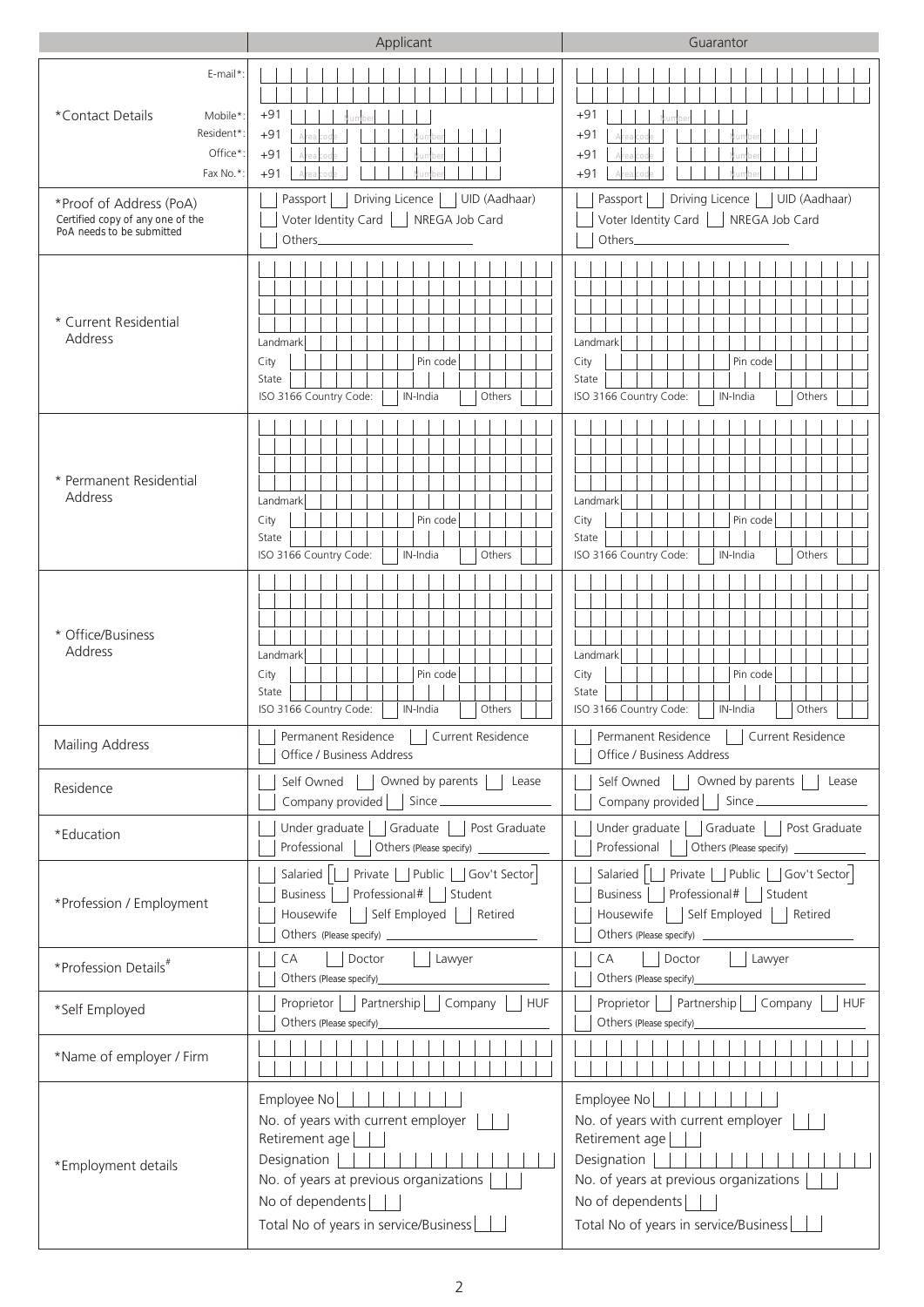| | Applicant | Guarantor |
|---|---|---|
| *Contact Details — E-mail*: | | |
| Mobile*: | +91 Number | +91 Number |
| Resident*: | +91 Area code Number | +91 Area code Number |
| Office*: | +91 Area code Number | +91 Area code Number |
| Fax No.*: | +91 Area code Number | +91 Area code Number |
| *Proof of Address (PoA) Certified copy of any one of the PoA needs to be submitted | Passport / Driving Licence / UID (Aadhaar) / Voter Identity Card / NREGA Job Card / Others\_\_\_\_\_ | Passport / Driving Licence / UID (Aadhaar) / Voter Identity Card / NREGA Job Card / Others\_\_\_\_\_ |
| * Current Residential Address | Landmark / City / Pin code / State / ISO 3166 Country Code: IN-India / Others | Landmark / City / Pin code / State / ISO 3166 Country Code: IN-India / Others |
| * Permanent Residential Address | Landmark / City / Pin code / State / ISO 3166 Country Code: IN-India / Others | Landmark / City / Pin code / State / ISO 3166 Country Code: IN-India / Others |
| * Office/Business Address | Landmark / City / Pin code / State / ISO 3166 Country Code: IN-India / Others | Landmark / City / Pin code / State / ISO 3166 Country Code: IN-India / Others |
| Mailing Address | Permanent Residence / Current Residence / Office / Business Address | Permanent Residence / Current Residence / Office / Business Address |
| Residence | Self Owned / Owned by parents / Lease / Company provided / Since\_\_\_\_\_ | Self Owned / Owned by parents / Lease / Company provided / Since\_\_\_\_\_ |
| *Education | Under graduate / Graduate / Post Graduate / Professional / Others (Please specify) \_\_\_\_\_ | Under graduate / Graduate / Post Graduate / Professional / Others (Please specify) \_\_\_\_\_ |
| *Profession / Employment | Salaried [ Private / Public / Gov't Sector ] / Business / Professional# / Student / Housewife / Self Employed / Retired / Others (Please specify) \_\_\_\_\_ | Salaried [ Private / Public / Gov't Sector ] / Business / Professional# / Student / Housewife / Self Employed / Retired / Others (Please specify) \_\_\_\_\_ |
| *Profession Details# | CA / Doctor / Lawyer / Others (Please specify)\_\_\_\_\_ | CA / Doctor / Lawyer / Others (Please specify)\_\_\_\_\_ |
| *Self Employed | Proprietor / Partnership / Company / HUF / Others (Please specify)\_\_\_\_\_ | Proprietor / Partnership / Company / HUF / Others (Please specify)\_\_\_\_\_ |
| *Name of employer / Firm | | |
| *Employment details | Employee No / No. of years with current employer / Retirement age / Designation / No. of years at previous organizations / No of dependents / Total No of years in service/Business | Employee No / No. of years with current employer / Retirement age / Designation / No. of years at previous organizations / No of dependents / Total No of years in service/Business |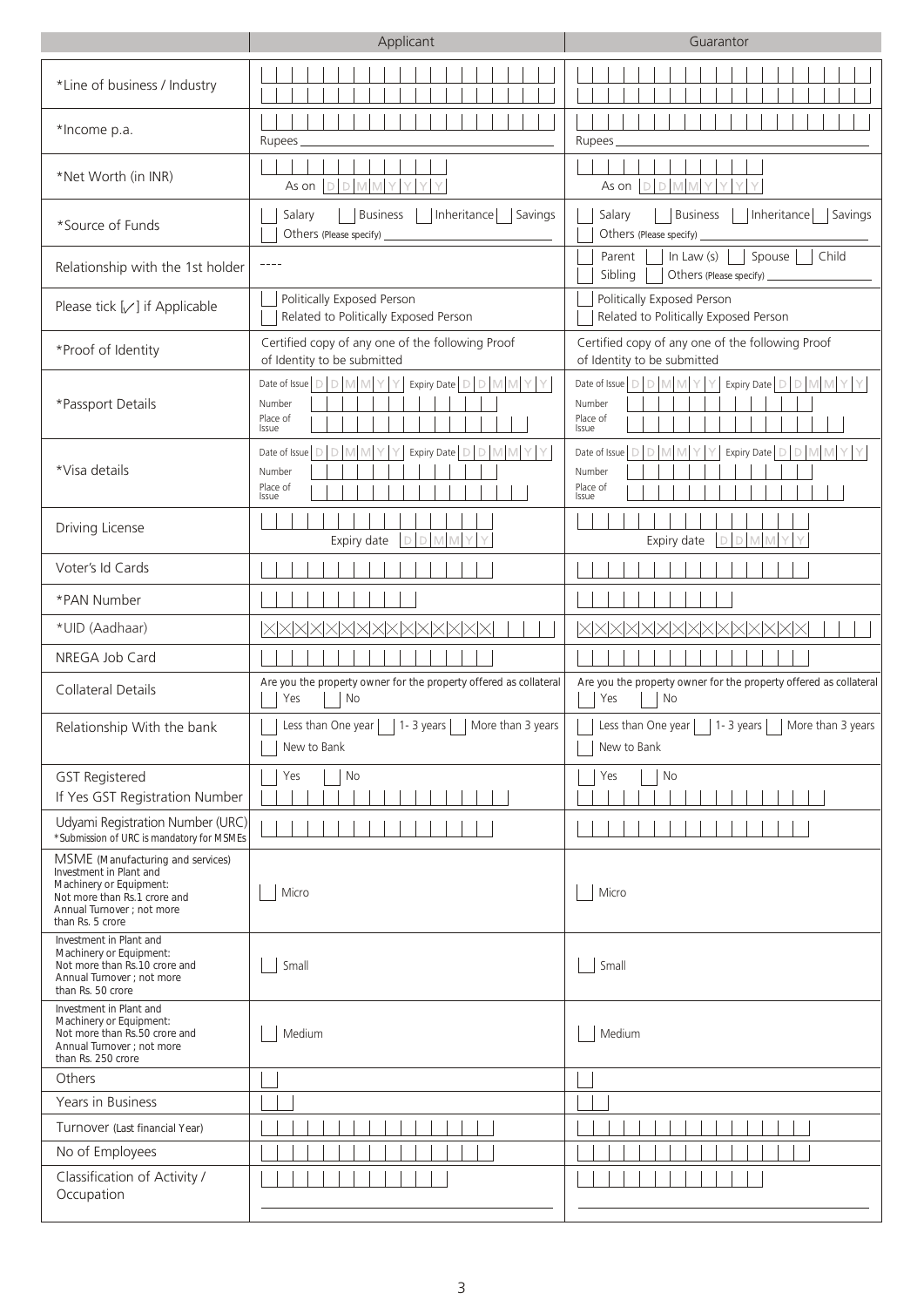| | Applicant | Guarantor |
|---|---|---|
| *Line of business / Industry | | |
| *Income p.a. | Rupees | Rupees |
| *Net Worth (in INR) | As on DDMMYYYY | As on DDMMYYYY |
| *Source of Funds | Salary / Business / Inheritance / Savings / Others (Please specify) | Salary / Business / Inheritance / Savings / Others (Please specify) |
| Relationship with the 1st holder | ---- | Parent / In Law (s) / Spouse / Child / Sibling / Others (Please specify) |
| Please tick [✓] if Applicable | Politically Exposed Person / Related to Politically Exposed Person | Politically Exposed Person / Related to Politically Exposed Person |
| *Proof of Identity | Certified copy of any one of the following Proof of Identity to be submitted | Certified copy of any one of the following Proof of Identity to be submitted |
| *Passport Details | Date of Issue DDMMYY Expiry Date DDMMYY<br>Number<br>Place of Issue | Date of Issue DDMMYY Expiry Date DDMMYY<br>Number<br>Place of Issue |
| *Visa details | Date of Issue DDMMYY Expiry Date DDMMYY<br>Number<br>Place of Issue | Date of Issue DDMMYY Expiry Date DDMMYY<br>Number<br>Place of Issue |
| Driving License | Expiry date DDMMYY | Expiry date DDMMYY |
| Voter's Id Cards | | |
| *PAN Number | | |
| *UID (Aadhaar) | XXXXXXXXXXXXXXXX | XXXXXXXXXXXXXXXX |
| NREGA Job Card | | |
| Collateral Details | Are you the property owner for the property offered as collateral<br>Yes / No | Are you the property owner for the property offered as collateral<br>Yes / No |
| Relationship With the bank | Less than One year / 1- 3 years / More than 3 years / New to Bank | Less than One year / 1- 3 years / More than 3 years / New to Bank |
| GST Registered<br>If Yes GST Registration Number | Yes / No | Yes / No |
| Udyami Registration Number (URC)<br>*Submission of URC is mandatory for MSMEs | | |
| MSME (Manufacturing and services)<br>Investment in Plant and Machinery or Equipment: Not more than Rs.1 crore and Annual Turnover ; not more than Rs. 5 crore | Micro | Micro |
| Investment in Plant and Machinery or Equipment: Not more than Rs.10 crore and Annual Turnover ; not more than Rs. 50 crore | Small | Small |
| Investment in Plant and Machinery or Equipment: Not more than Rs.50 crore and Annual Turnover ; not more than Rs. 250 crore | Medium | Medium |
| Others | | |
| Years in Business | | |
| Turnover (Last financial Year) | | |
| No of Employees | | |
| Classification of Activity / Occupation | | |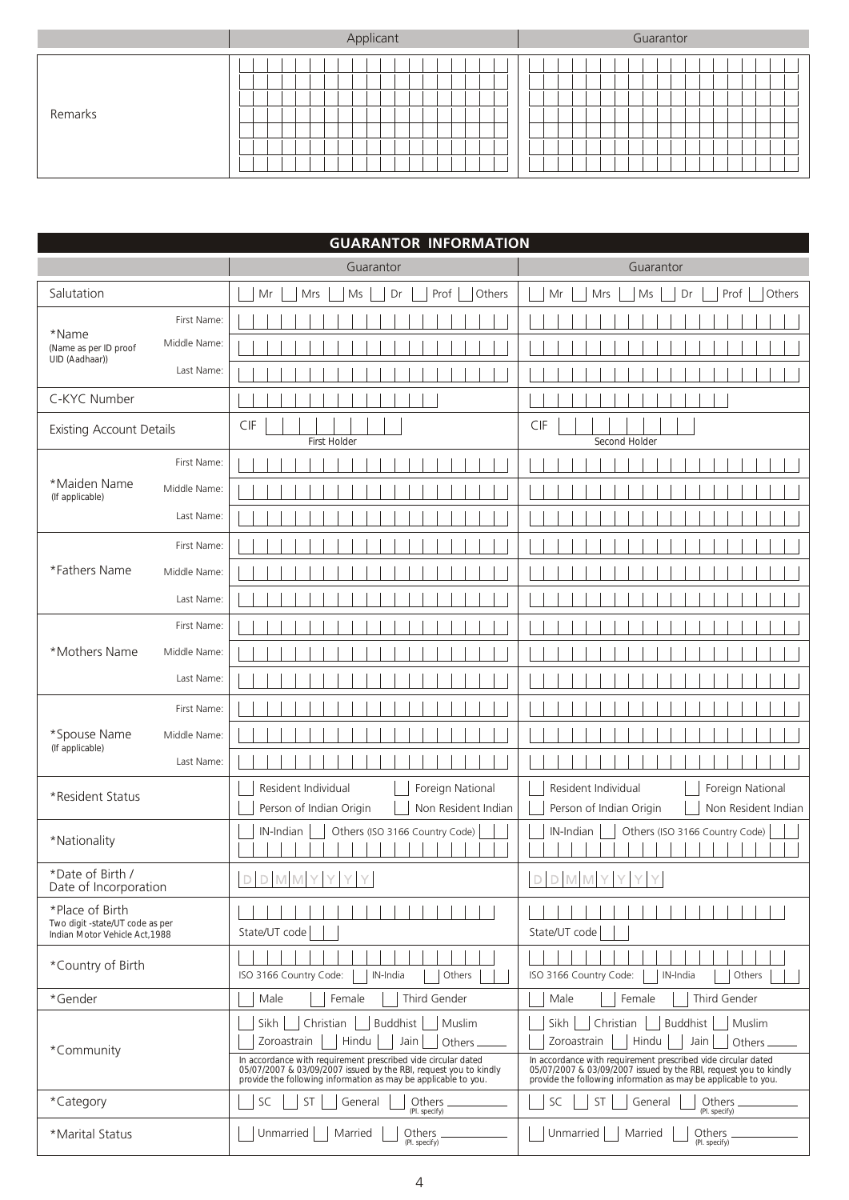| | Applicant | Guarantor |
|---|---|---|
| Remarks | | |

## GUARANTOR INFORMATION

| | | Guarantor | Guarantor |
|---|---|---|---|
| Salutation | | Mr / Mrs / Ms / Dr / Prof / Others | Mr / Mrs / Ms / Dr / Prof / Others |
| *Name (Name as per ID proof UID (Aadhaar)) | First Name: | | |
| | Middle Name: | | |
| | Last Name: | | |
| C-KYC Number | | | |
| Existing Account Details | | CIF First Holder | CIF Second Holder |
| *Maiden Name (If applicable) | First Name: | | |
| | Middle Name: | | |
| | Last Name: | | |
| *Fathers Name | First Name: | | |
| | Middle Name: | | |
| | Last Name: | | |
| *Mothers Name | First Name: | | |
| | Middle Name: | | |
| | Last Name: | | |
| *Spouse Name (If applicable) | First Name: | | |
| | Middle Name: | | |
| | Last Name: | | |
| *Resident Status | | Resident Individual / Foreign National / Person of Indian Origin / Non Resident Indian | Resident Individual / Foreign National / Person of Indian Origin / Non Resident Indian |
| *Nationality | | IN-Indian / Others (ISO 3166 Country Code) | IN-Indian / Others (ISO 3166 Country Code) |
| *Date of Birth / Date of Incorporation | | D D M M Y Y Y Y | D D M M Y Y Y Y |
| *Place of Birth Two digit -state/UT code as per Indian Motor Vehicle Act,1988 | | State/UT code | State/UT code |
| *Country of Birth | | ISO 3166 Country Code: IN-India / Others | ISO 3166 Country Code: IN-India / Others |
| *Gender | | Male / Female / Third Gender | Male / Female / Third Gender |
| *Community | | Sikh / Christian / Buddhist / Muslim / Zoroastrain / Hindu / Jain / Others _____ In accordance with requirement prescribed vide circular dated 05/07/2007 & 03/09/2007 issued by the RBI, request you to kindly provide the following information as may be applicable to you. | Sikh / Christian / Buddhist / Muslim / Zoroastrain / Hindu / Jain / Others _____ In accordance with requirement prescribed vide circular dated 05/07/2007 & 03/09/2007 issued by the RBI, request you to kindly provide the following information as may be applicable to you. |
| *Category | | SC / ST / General / Others _____ (Pl. specify) | SC / ST / General / Others _____ (Pl. specify) |
| *Marital Status | | Unmarried / Married / Others _____ (Pl. specify) | Unmarried / Married / Others _____ (Pl. specify) |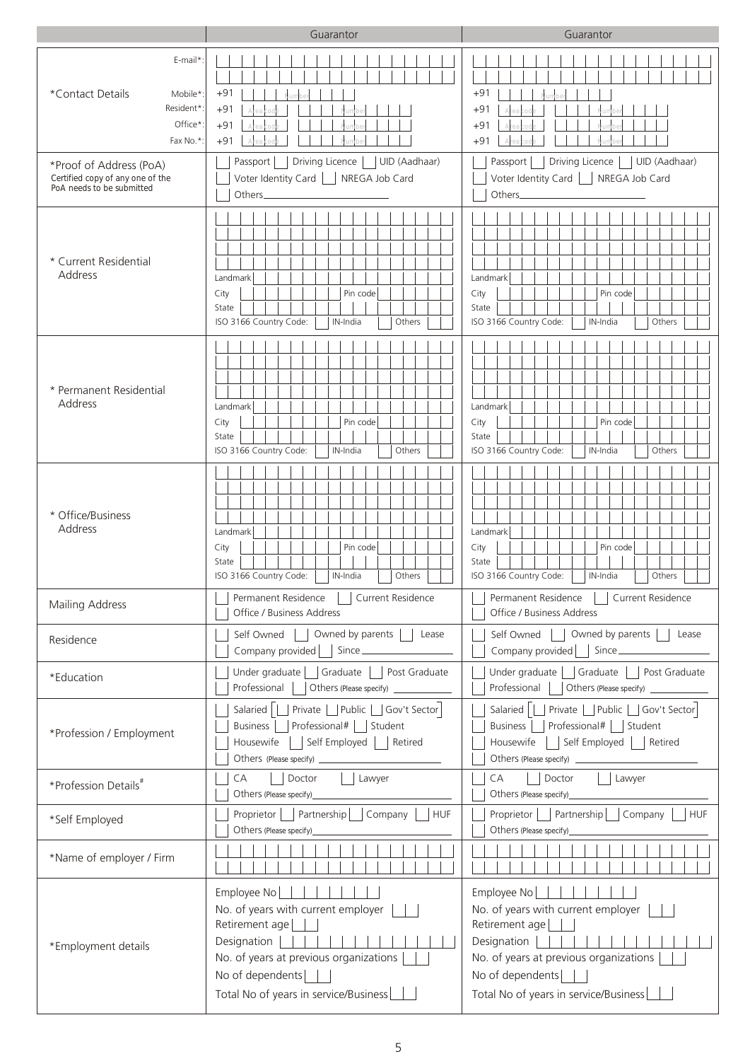| | Guarantor | Guarantor |
|---|---|---|
| *Contact Details E-mail*: | | |
| Mobile*: | +91 Number | +91 Number |
| Resident*: | +91 Area code Number | +91 Area code Number |
| Office*: | +91 Area code Number | +91 Area code Number |
| Fax No.*: | +91 Area code Number | +91 Area code Number |
| *Proof of Address (PoA) Certified copy of any one of the PoA needs to be submitted | Passport ☐ Driving Licence ☐ UID (Aadhaar) ☐ Voter Identity Card ☐ NREGA Job Card ☐ Others________ | Passport ☐ Driving Licence ☐ UID (Aadhaar) ☐ Voter Identity Card ☐ NREGA Job Card ☐ Others________ |
| * Current Residential Address | Landmark<br>City Pin code<br>State<br>ISO 3166 Country Code: ☐ IN-India ☐ Others | Landmark<br>City Pin code<br>State<br>ISO 3166 Country Code: ☐ IN-India ☐ Others |
| * Permanent Residential Address | Landmark<br>City Pin code<br>State<br>ISO 3166 Country Code: ☐ IN-India ☐ Others | Landmark<br>City Pin code<br>State<br>ISO 3166 Country Code: ☐ IN-India ☐ Others |
| * Office/Business Address | Landmark<br>City Pin code<br>State<br>ISO 3166 Country Code: ☐ IN-India ☐ Others | Landmark<br>City Pin code<br>State<br>ISO 3166 Country Code: ☐ IN-India ☐ Others |
| Mailing Address | ☐ Permanent Residence ☐ Current Residence ☐ Office / Business Address | ☐ Permanent Residence ☐ Current Residence ☐ Office / Business Address |
| Residence | ☐ Self Owned ☐ Owned by parents ☐ Lease ☐ Company provided ☐ Since________ | ☐ Self Owned ☐ Owned by parents ☐ Lease ☐ Company provided ☐ Since________ |
| *Education | ☐ Under graduate ☐ Graduate ☐ Post Graduate ☐ Professional ☐ Others (Please specify) ________ | ☐ Under graduate ☐ Graduate ☐ Post Graduate ☐ Professional ☐ Others (Please specify) ________ |
| *Profession / Employment | ☐ Salaried [☐ Private ☐ Public ☐ Gov't Sector] ☐ Business ☐ Professional# ☐ Student ☐ Housewife ☐ Self Employed ☐ Retired ☐ Others (Please specify) ________ | ☐ Salaried [☐ Private ☐ Public ☐ Gov't Sector] ☐ Business ☐ Professional# ☐ Student ☐ Housewife ☐ Self Employed ☐ Retired ☐ Others (Please specify) ________ |
| *Profession Details# | ☐ CA ☐ Doctor ☐ Lawyer ☐ Others (Please specify)________ | ☐ CA ☐ Doctor ☐ Lawyer ☐ Others (Please specify)________ |
| *Self Employed | ☐ Proprietor ☐ Partnership ☐ Company ☐ HUF ☐ Others (Please specify)________ | ☐ Proprietor ☐ Partnership ☐ Company ☐ HUF ☐ Others (Please specify)________ |
| *Name of employer / Firm | | |
| *Employment details | Employee No<br>No. of years with current employer<br>Retirement age<br>Designation<br>No. of years at previous organizations<br>No of dependents<br>Total No of years in service/Business | Employee No<br>No. of years with current employer<br>Retirement age<br>Designation<br>No. of years at previous organizations<br>No of dependents<br>Total No of years in service/Business |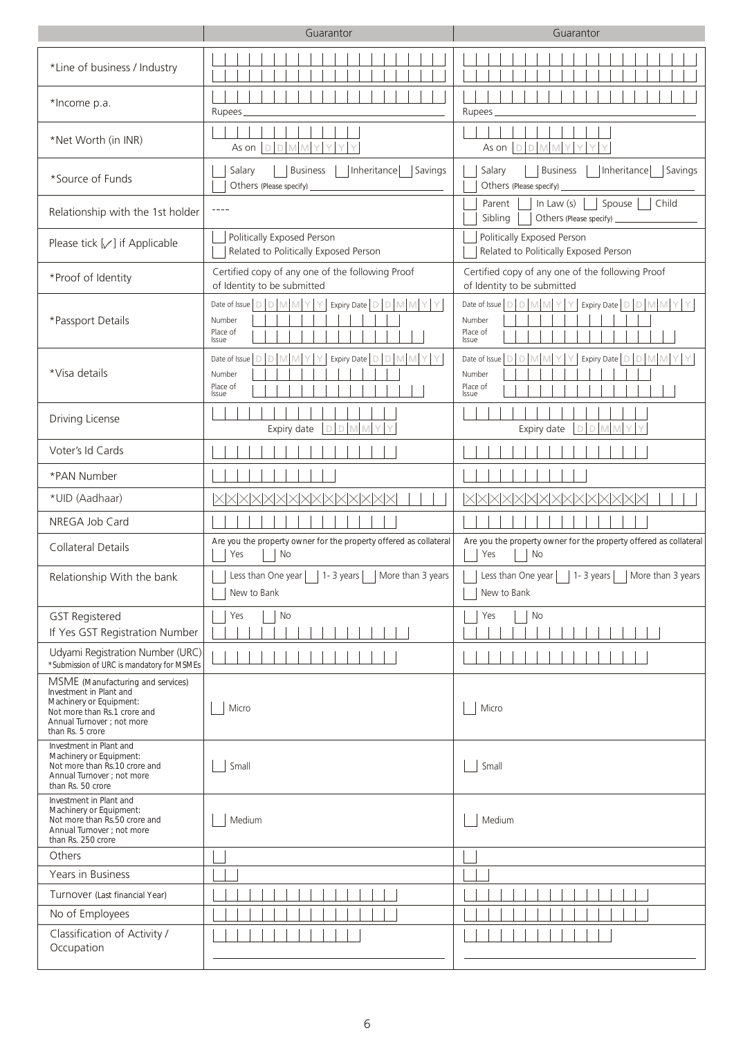| | Guarantor | Guarantor |
|---|---|---|
| *Line of business / Industry | | |
| *Income p.a. | Rupees | Rupees |
| *Net Worth (in INR) | As on DDMMYYYY | As on DDMMYYYY |
| *Source of Funds | Salary Business Inheritance Savings Others (Please specify) | Salary Business Inheritance Savings Others (Please specify) |
| Relationship with the 1st holder | ---- | Parent In Law (s) Spouse Child Sibling Others (Please specify) |
| Please tick [✓] if Applicable | Politically Exposed Person Related to Politically Exposed Person | Politically Exposed Person Related to Politically Exposed Person |
| *Proof of Identity | Certified copy of any one of the following Proof of Identity to be submitted | Certified copy of any one of the following Proof of Identity to be submitted |
| *Passport Details | Date of Issue DDMMYY Expiry Date DDMMYY Number Place of Issue | Date of Issue DDMMYY Expiry Date DDMMYY Number Place of Issue |
| *Visa details | Date of Issue DDMMYY Expiry Date DDMMYY Number Place of Issue | Date of Issue DDMMYY Expiry Date DDMMYY Number Place of Issue |
| Driving License | Expiry date DDMMYY | Expiry date DDMMYY |
| Voter's Id Cards | | |
| *PAN Number | | |
| *UID (Aadhaar) | XXXXXXXXXXXXXXXX | XXXXXXXXXXXXXXXX |
| NREGA Job Card | | |
| Collateral Details | Are you the property owner for the property offered as collateral Yes No | Are you the property owner for the property offered as collateral Yes No |
| Relationship With the bank | Less than One year 1- 3 years More than 3 years New to Bank | Less than One year 1- 3 years More than 3 years New to Bank |
| GST Registered If Yes GST Registration Number | Yes No | Yes No |
| Udyami Registration Number (URC) *Submission of URC is mandatory for MSMEs | | |
| MSME (Manufacturing and services) Investment in Plant and Machinery or Equipment: Not more than Rs.1 crore and Annual Turnover ; not more than Rs. 5 crore | Micro | Micro |
| Investment in Plant and Machinery or Equipment: Not more than Rs.10 crore and Annual Turnover ; not more than Rs. 50 crore | Small | Small |
| Investment in Plant and Machinery or Equipment: Not more than Rs.50 crore and Annual Turnover ; not more than Rs. 250 crore | Medium | Medium |
| Others | | |
| Years in Business | | |
| Turnover (Last financial Year) | | |
| No of Employees | | |
| Classification of Activity / Occupation | | |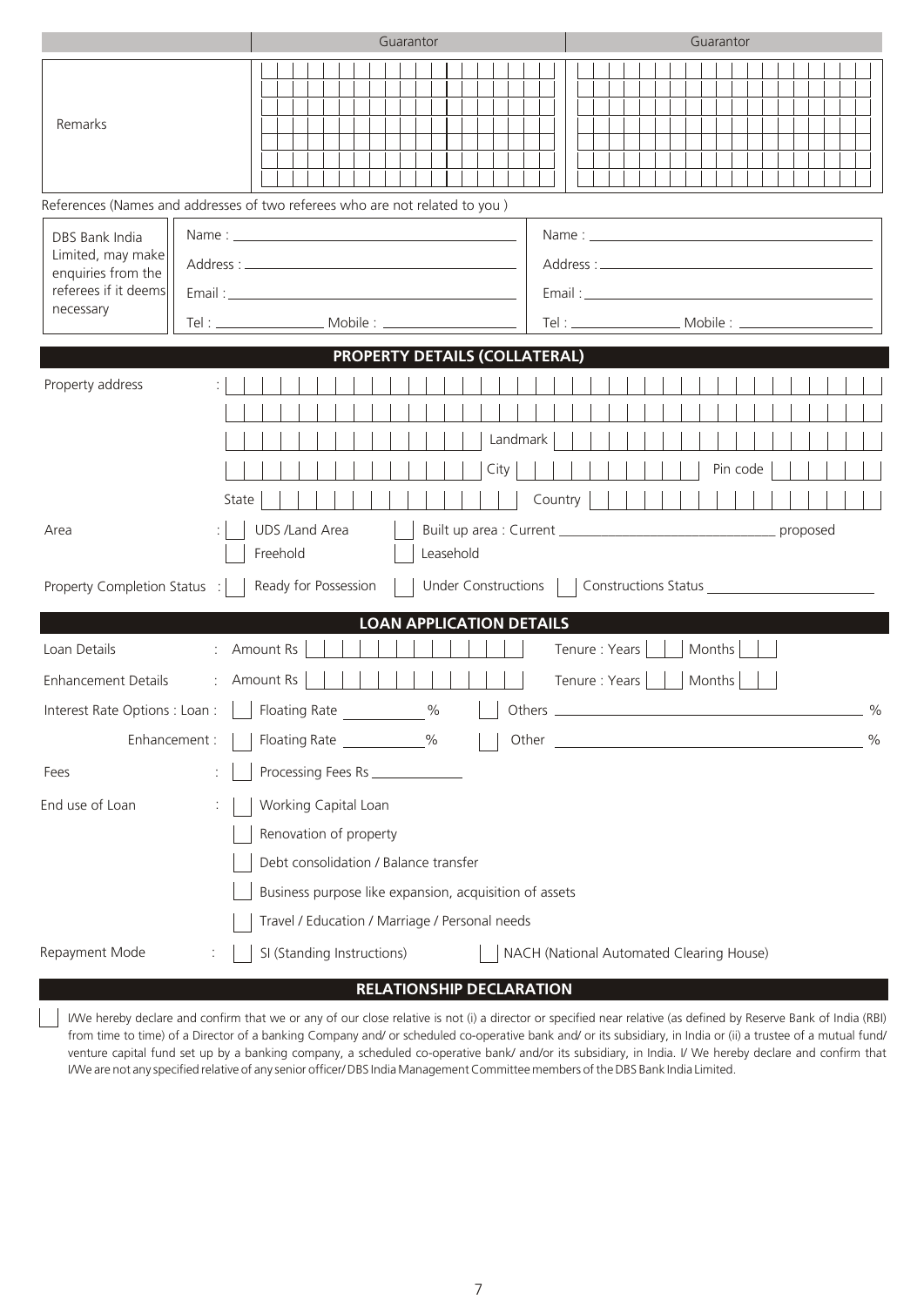| | Guarantor | Guarantor |
|---|---|---|
| Remarks | | |

References (Names and addresses of two referees who are not related to you )

| DBS Bank India Limited, may make enquiries from the referees if it deems necessary | Name :<br>Address :<br>Email :<br>Tel : Mobile : | Name :<br>Address :<br>Email :<br>Tel : Mobile : |
|---|---|---|

## PROPERTY DETAILS (COLLATERAL)

Property address :

Landmark

City Pin code

State Country

Area : ☐ UDS /Land Area ☐ Built up area : Current ____________ proposed

☐ Freehold ☐ Leasehold

Property Completion Status : ☐ Ready for Possession ☐ Under Constructions ☐ Constructions Status ____________

## LOAN APPLICATION DETAILS

Loan Details : Amount Rs Tenure : Years Months

Enhancement Details : Amount Rs Tenure : Years Months

Interest Rate Options : Loan : ☐ Floating Rate ______ % ☐ Others ______ %

Enhancement : ☐ Floating Rate ______ % ☐ Other ______ %

Fees : ☐ Processing Fees Rs ______

End use of Loan : ☐ Working Capital Loan

☐ Renovation of property

☐ Debt consolidation / Balance transfer

☐ Business purpose like expansion, acquisition of assets

☐ Travel / Education / Marriage / Personal needs

Repayment Mode : ☐ SI (Standing Instructions) ☐ NACH (National Automated Clearing House)

## RELATIONSHIP DECLARATION

☐ I/We hereby declare and confirm that we or any of our close relative is not (i) a director or specified near relative (as defined by Reserve Bank of India (RBI) from time to time) of a Director of a banking Company and/ or scheduled co-operative bank and/ or its subsidiary, in India or (ii) a trustee of a mutual fund/ venture capital fund set up by a banking company, a scheduled co-operative bank/ and/or its subsidiary, in India. I/ We hereby declare and confirm that I/We are not any specified relative of any senior officer/ DBS India Management Committee members of the DBS Bank India Limited.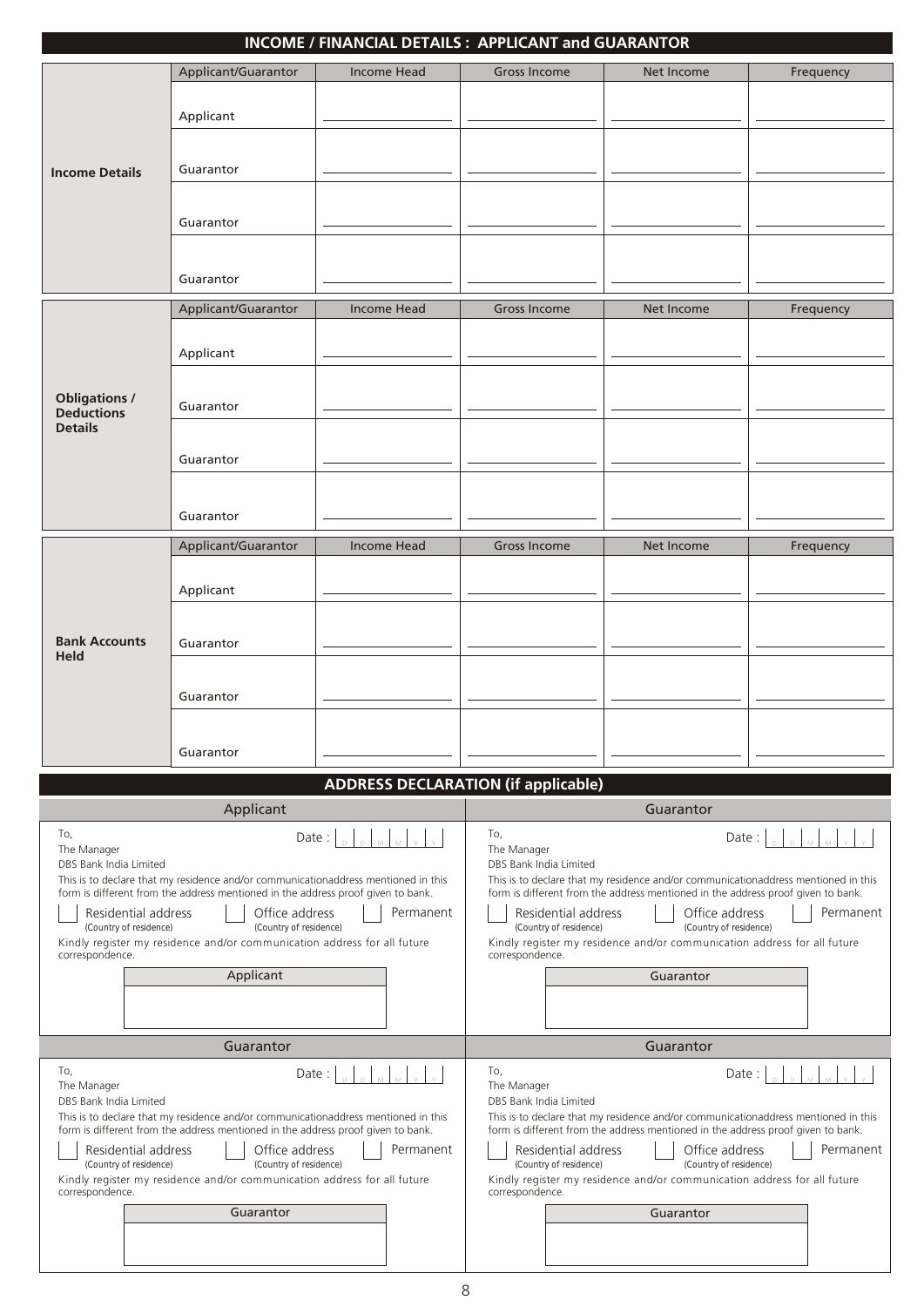## INCOME / FINANCIAL DETAILS : APPLICANT and GUARANTOR

| | Applicant/Guarantor | Income Head | Gross Income | Net Income | Frequency |
|---|---|---|---|---|---|
| **Income Details** | Applicant | | | | |
| | Guarantor | | | | |
| | Guarantor | | | | |
| | Guarantor | | | | |

| | Applicant/Guarantor | Income Head | Gross Income | Net Income | Frequency |
|---|---|---|---|---|---|
| **Obligations / Deductions Details** | Applicant | | | | |
| | Guarantor | | | | |
| | Guarantor | | | | |
| | Guarantor | | | | |

| | Applicant/Guarantor | Income Head | Gross Income | Net Income | Frequency |
|---|---|---|---|---|---|
| **Bank Accounts Held** | Applicant | | | | |
| | Guarantor | | | | |
| | Guarantor | | | | |
| | Guarantor | | | | |

## ADDRESS DECLARATION (if applicable)

### Applicant

To,
The Manager
DBS Bank India Limited

Date : D D M M Y Y

This is to declare that my residence and/or communicationaddress mentioned in this form is different from the address mentioned in the address proof given to bank.

☐ Residential address (Country of residence) ☐ Office address (Country of residence) ☐ Permanent

Kindly register my residence and/or communication address for all future correspondence.

| Applicant |
|---|
| |

### Guarantor

To,
The Manager
DBS Bank India Limited

Date : D D M M Y Y

This is to declare that my residence and/or communicationaddress mentioned in this form is different from the address mentioned in the address proof given to bank.

☐ Residential address (Country of residence) ☐ Office address (Country of residence) ☐ Permanent

Kindly register my residence and/or communication address for all future correspondence.

| Guarantor |
|---|
| |

### Guarantor

To,
The Manager
DBS Bank India Limited

Date : D D M M Y Y

This is to declare that my residence and/or communicationaddress mentioned in this form is different from the address mentioned in the address proof given to bank.

☐ Residential address (Country of residence) ☐ Office address (Country of residence) ☐ Permanent

Kindly register my residence and/or communication address for all future correspondence.

| Guarantor |
|---|
| |

### Guarantor

To,
The Manager
DBS Bank India Limited

Date : D D M M Y Y

This is to declare that my residence and/or communicationaddress mentioned in this form is different from the address mentioned in the address proof given to bank.

☐ Residential address (Country of residence) ☐ Office address (Country of residence) ☐ Permanent

Kindly register my residence and/or communication address for all future correspondence.

| Guarantor |
|---|
| |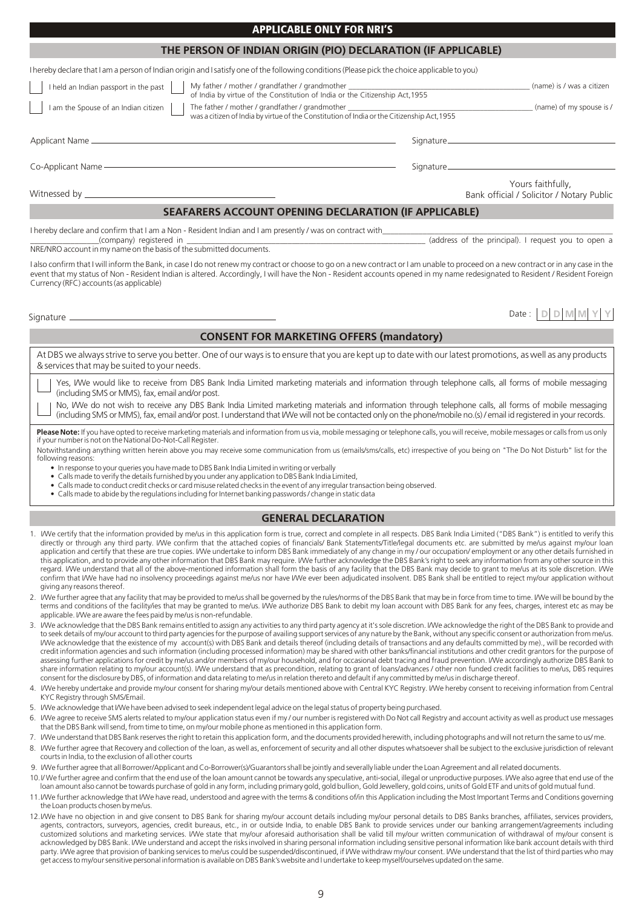## APPLICABLE ONLY FOR NRI'S

### THE PERSON OF INDIAN ORIGIN (PIO) DECLARATION (IF APPLICABLE)

I hereby declare that I am a person of Indian origin and I satisfy one of the following conditions (Please pick the choice applicable to you)

☐ I held an Indian passport in the past ☐ My father / mother / grandfather / grandmother ______________________ (name) is / was a citizen of India by virtue of the Constitution of India or the Citizenship Act,1955

☐ I am the Spouse of an Indian citizen ☐ The father / mother / grandfather / grandmother ______________________ (name) of my spouse is / was a citizen of India by virtue of the Constitution of India or the Citizenship Act,1955

Applicant Name ______________________ Signature ______________________

Co-Applicant Name ______________________ Signature ______________________

Witnessed by ______________________

Yours faithfully,
Bank official / Solicitor / Notary Public

### SEAFARERS ACCOUNT OPENING DECLARATION (IF APPLICABLE)

I hereby declare and confirm that I am a Non - Resident Indian and I am presently / was on contract with ______________________ (company) registered in ______________________ (address of the principal). I request you to open a NRE/NRO account in my name on the basis of the submitted documents.

I also confirm that I will inform the Bank, in case I do not renew my contract or choose to go on a new contract or I am unable to proceed on a new contract or in any case in the event that my status of Non - Resident Indian is altered. Accordingly, I will have the Non - Resident accounts opened in my name redesignated to Resident / Resident Foreign Currency (RFC) accounts (as applicable)

Signature ______________________ Date : D D M M Y Y

### CONSENT FOR MARKETING OFFERS (mandatory)

At DBS we always strive to serve you better. One of our ways is to ensure that you are kept up to date with our latest promotions, as well as any products & services that may be suited to your needs.

☐ Yes, I/We would like to receive from DBS Bank India Limited marketing materials and information through telephone calls, all forms of mobile messaging (including SMS or MMS), fax, email and/or post.

☐ No, I/We do not wish to receive any DBS Bank India Limited marketing materials and information through telephone calls, all forms of mobile messaging (including SMS or MMS), fax, email and/or post. I understand that I/We will not be contacted only on the phone/mobile no.(s) / email id registered in your records.

**Please Note:** If you have opted to receive marketing materials and information from us via, mobile messaging or telephone calls, you will receive, mobile messages or calls from us only if your number is not on the National Do-Not-Call Register.

Notwithstanding anything written herein above you may receive some communication from us (emails/sms/calls, etc) irrespective of you being on "The Do Not Disturb" list for the following reasons:

- In response to your queries you have made to DBS Bank India Limited in writing or verbally
- Calls made to verify the details furnished by you under any application to DBS Bank India Limited,
- Calls made to conduct credit checks or card misuse related checks in the event of any irregular transaction being observed.
- Calls made to abide by the regulations including for Internet banking passwords / change in static data

### GENERAL DECLARATION

1. I/We certify that the information provided by me/us in this application form is true, correct and complete in all respects. DBS Bank India Limited ("DBS Bank") is entitled to verify this directly or through any third party. I/We confirm that the attached copies of financials/ Bank Statements/Title/legal documents etc. are submitted by me/us against my/our loan application and certify that these are true copies. I/We undertake to inform DBS Bank immediately of any change in my / our occupation/ employment or any other details furnished in this application, and to provide any other information that DBS Bank may require. I/We further acknowledge the DBS Bank's right to seek any information from any other source in this regard. I/We understand that all of the above-mentioned information shall form the basis of any facility that the DBS Bank may decide to grant to me/us at its sole discretion. I/We confirm that I/We have had no insolvency proceedings against me/us nor have I/We ever been adjudicated insolvent. DBS Bank shall be entitled to reject my/our application without giving any reasons thereof.
2. I/We further agree that any facility that may be provided to me/us shall be governed by the rules/norms of the DBS Bank that may be in force from time to time. I/We will be bound by the terms and conditions of the facility/ies that may be granted to me/us. I/We authorize DBS Bank to debit my loan account with DBS Bank for any fees, charges, interest etc as may be applicable. I/We are aware the fees paid by me/us is non-refundable.
3. I/We acknowledge that the DBS Bank remains entitled to assign any activities to any third party agency at it's sole discretion. I/We acknowledge the right of the DBS Bank to provide and to seek details of my/our account to third party agencies for the purpose of availing support services of any nature by the Bank, without any specific consent or authorization from me/us. I/We acknowledge that the existence of my account(s) with DBS Bank and details thereof (including details of transactions and any defaults committed by me)., will be recorded with credit information agencies and such information (including processed information) may be shared with other banks/financial institutions and other credit grantors for the purpose of assessing further applications for credit by me/us and/or members of my/our household, and for occasional debt tracing and fraud prevention. I/We accordingly authorize DBS Bank to share information relating to my/our account(s). I/We understand that as precondition, relating to grant of loans/advances / other non funded credit facilities to me/us, DBS requires consent for the disclosure by DBS, of information and data relating to me/us in relation thereto and default if any committed by me/us in discharge thereof.
4. I/We hereby undertake and provide my/our consent for sharing my/our details mentioned above with Central KYC Registry. I/We hereby consent to receiving information from Central KYC Registry through SMS/Email.
5. I/We acknowledge that I/We have been advised to seek independent legal advice on the legal status of property being purchased.
6. I/We agree to receive SMS alerts related to my/our application status even if my / our number is registered with Do Not call Registry and account activity as well as product use messages that the DBS Bank will send, from time to time, on my/our mobile phone as mentioned in this application form.
7. I/We understand that DBS Bank reserves the right to retain this application form, and the documents provided herewith, including photographs and will not return the same to us/ me.
8. I/We further agree that Recovery and collection of the loan, as well as, enforcement of security and all other disputes whatsoever shall be subject to the exclusive jurisdiction of relevant courts in India, to the exclusion of all other courts
9. I/We further agree that all Borrower/Applicant and Co-Borrower(s)/Guarantors shall be jointly and severally liable under the Loan Agreement and all related documents.
10. I/ We further agree and confirm that the end use of the loan amount cannot be towards any speculative, anti-social, illegal or unproductive purposes. I/We also agree that end use of the loan amount also cannot be towards purchase of gold in any form, including primary gold, gold bullion, Gold Jewellery, gold coins, units of Gold ETF and units of gold mutual fund.
11. I/We further acknowledge that I/We have read, understood and agree with the terms & conditions of/in this Application including the Most Important Terms and Conditions governing the Loan products chosen by me/us.
12. I/We have no objection in and give consent to DBS Bank for sharing my/our account details including my/our personal details to DBS Banks branches, affiliates, services providers, agents, contractors, surveyors, agencies, credit bureaus, etc., in or outside India, to enable DBS Bank to provide services under our banking arrangement/agreements including customized solutions and marketing services. I/We state that my/our aforesaid authorisation shall be valid till my/our written communication of withdrawal of my/our consent is acknowledged by DBS Bank. I/We understand and accept the risks involved in sharing personal information including sensitive personal information like bank account details with third party. I/We agree that provision of banking services to me/us could be suspended/discontinued, if I/We withdraw my/our consent. I/We understand that the list of third parties who may get access to my/our sensitive personal information is available on DBS Bank's website and I undertake to keep myself/ourselves updated on the same.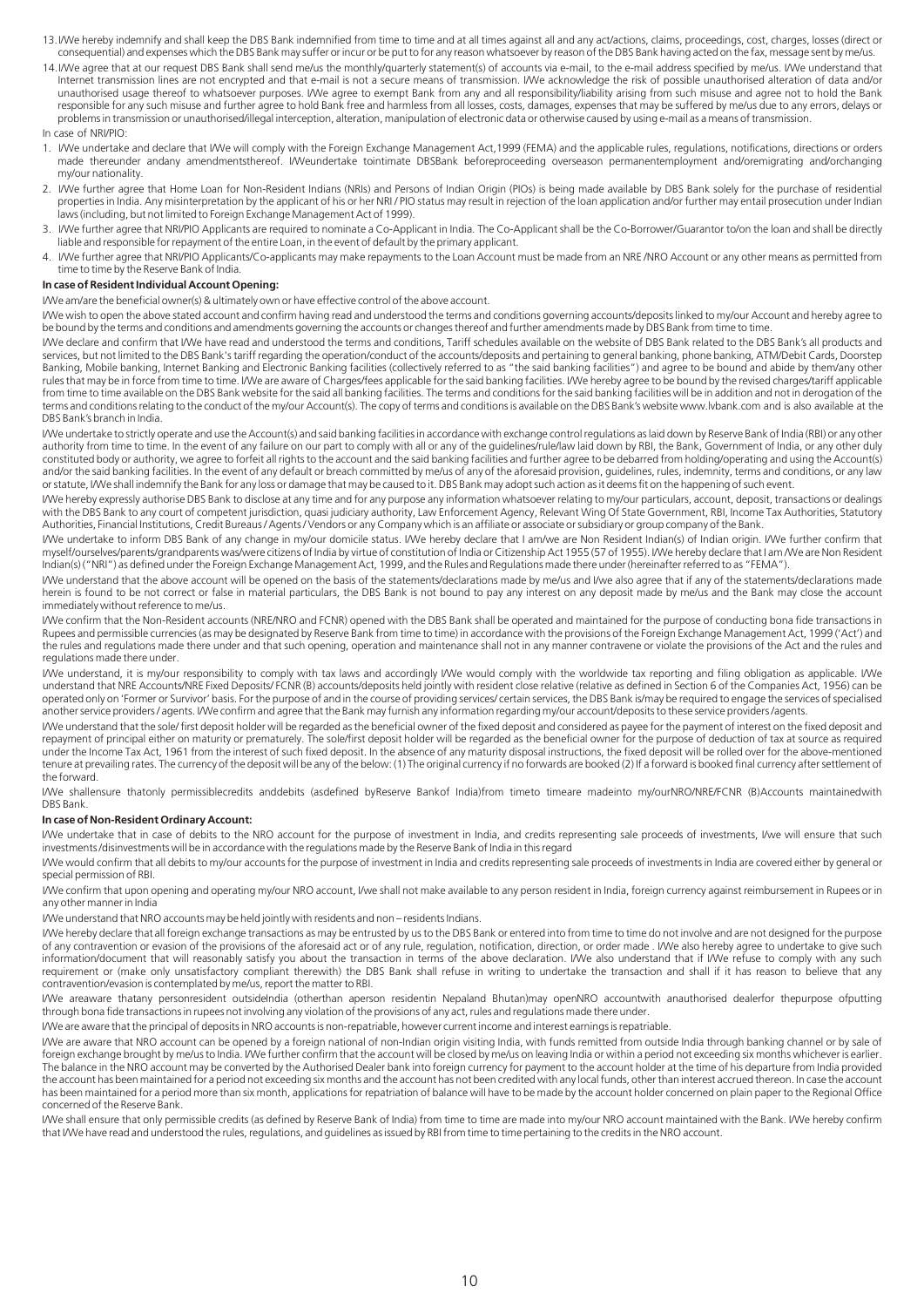13. I/We hereby indemnify and shall keep the DBS Bank indemnified from time to time and at all times against all and any act/actions, claims, proceedings, cost, charges, losses (direct or consequential) and expenses which the DBS Bank may suffer or incur or be put to for any reason whatsoever by reason of the DBS Bank having acted on the fax, message sent by me/us.

14. I/We agree that at our request DBS Bank shall send me/us the monthly/quarterly statement(s) of accounts via e-mail, to the e-mail address specified by me/us. I/We understand that Internet transmission lines are not encrypted and that e-mail is not a secure means of transmission. I/We acknowledge the risk of possible unauthorised alteration of data and/or unauthorised usage thereof to whatsoever purposes. I/We agree to exempt Bank from any and all responsibility/liability arising from such misuse and agree not to hold the Bank responsible for any such misuse and further agree to hold Bank free and harmless from all losses, costs, damages, expenses that may be suffered by me/us due to any errors, delays or problems in transmission or unauthorised/illegal interception, alteration, manipulation of electronic data or otherwise caused by using e-mail as a means of transmission.

In case of NRI/PIO:

1. I/We undertake and declare that I/We will comply with the Foreign Exchange Management Act,1999 (FEMA) and the applicable rules, regulations, notifications, directions or orders made thereunder andany amendmentsthereof. I/Weundertake tointimate DBSBank beforeproceeding overseason permanentemployment and/oremigrating and/orchanging my/our nationality.

2. I/We further agree that Home Loan for Non-Resident Indians (NRIs) and Persons of Indian Origin (PIOs) is being made available by DBS Bank solely for the purchase of residential properties in India. Any misinterpretation by the applicant of his or her NRI / PIO status may result in rejection of the loan application and/or further may entail prosecution under Indian laws (including, but not limited to Foreign Exchange Management Act of 1999).

3. I/We further agree that NRI/PIO Applicants are required to nominate a Co-Applicant in India. The Co-Applicant shall be the Co-Borrower/Guarantor to/on the loan and shall be directly liable and responsible for repayment of the entire Loan, in the event of default by the primary applicant.

4. I/We further agree that NRI/PIO Applicants/Co-applicants may make repayments to the Loan Account must be made from an NRE /NRO Account or any other means as permitted from time to time by the Reserve Bank of India.

**In case of Resident Individual Account Opening:**

I/We am/are the beneficial owner(s) & ultimately own or have effective control of the above account.

I/We wish to open the above stated account and confirm having read and understood the terms and conditions governing accounts/deposits linked to my/our Account and hereby agree to be bound by the terms and conditions and amendments governing the accounts or changes thereof and further amendments made by DBS Bank from time to time.

I/We declare and confirm that I/We have read and understood the terms and conditions, Tariff schedules available on the website of DBS Bank related to the DBS Bank's all products and services, but not limited to the DBS Bank's tariff regarding the operation/conduct of the accounts/deposits and pertaining to general banking, phone banking, ATM/Debit Cards, Doorstep Banking, Mobile banking, Internet Banking and Electronic Banking facilities (collectively referred to as "the said banking facilities") and agree to be bound and abide by them/any other rules that may be in force from time to time. I/We are aware of Charges/fees applicable for the said banking facilities. I/We hereby agree to be bound by the revised charges/tariff applicable from time to time available on the DBS Bank website for the said all banking facilities. The terms and conditions for the said banking facilities will be in addition and not in derogation of the terms and conditions relating to the conduct of the my/our Account(s). The copy of terms and conditions is available on the DBS Bank's website www.lvbank.com and is also available at the DBS Bank's branch in India.

I/We undertake to strictly operate and use the Account(s) and said banking facilities in accordance with exchange control regulations as laid down by Reserve Bank of India (RBI) or any other authority from time to time. In the event of any failure on our part to comply with all or any of the guidelines/rule/law laid down by RBI, the Bank, Government of India, or any other duly constituted body or authority, we agree to forfeit all rights to the account and the said banking facilities and further agree to be debarred from holding/operating and using the Account(s) and/or the said banking facilities. In the event of any default or breach committed by me/us of any of the aforesaid provision, guidelines, rules, indemnity, terms and conditions, or any law or statute, I/We shall indemnify the Bank for any loss or damage that may be caused to it. DBS Bank may adopt such action as it deems fit on the happening of such event.

I/We hereby expressly authorise DBS Bank to disclose at any time and for any purpose any information whatsoever relating to my/our particulars, account, deposit, transactions or dealings with the DBS Bank to any court of competent jurisdiction, quasi judiciary authority, Law Enforcement Agency, Relevant Wing Of State Government, RBI, Income Tax Authorities, Statutory Authorities, Financial Institutions, Credit Bureaus / Agents / Vendors or any Company which is an affiliate or associate or subsidiary or group company of the Bank.

I/We undertake to inform DBS Bank of any change in my/our domicile status. I/We hereby declare that I am/we are Non Resident Indian(s) of Indian origin. I/We further confirm that myself/ourselves/parents/grandparents was/were citizens of India by virtue of constitution of India or Citizenship Act 1955 (57 of 1955). I/We hereby declare that I am /We are Non Resident Indian(s) ("NRI") as defined under the Foreign Exchange Management Act, 1999, and the Rules and Regulations made there under (hereinafter referred to as "FEMA").

I/We understand that the above account will be opened on the basis of the statements/declarations made by me/us and I/we also agree that if any of the statements/declarations made herein is found to be not correct or false in material particulars, the DBS Bank is not bound to pay any interest on any deposit made by me/us and the Bank may close the account immediately without reference to me/us.

I/We confirm that the Non-Resident accounts (NRE/NRO and FCNR) opened with the DBS Bank shall be operated and maintained for the purpose of conducting bona fide transactions in Rupees and permissible currencies (as may be designated by Reserve Bank from time to time) in accordance with the provisions of the Foreign Exchange Management Act, 1999 ('Act') and the rules and regulations made there under and that such opening, operation and maintenance shall not in any manner contravene or violate the provisions of the Act and the rules and regulations made there under.

I/We understand, it is my/our responsibility to comply with tax laws and accordingly I/We would comply with the worldwide tax reporting and filing obligation as applicable. I/We understand that NRE Accounts/NRE Fixed Deposits/ FCNR (B) accounts/deposits held jointly with resident close relative (relative as defined in Section 6 of the Companies Act, 1956) can be operated only on 'Former or Survivor' basis. For the purpose of and in the course of providing services/ certain services, the DBS Bank is/may be required to engage the services of specialised another service providers / agents. I/We confirm and agree that the Bank may furnish any information regarding my/our account/deposits to these service providers /agents.

I/We understand that the sole/ first deposit holder will be regarded as the beneficial owner of the fixed deposit and considered as payee for the payment of interest on the fixed deposit and repayment of principal either on maturity or prematurely. The sole/first deposit holder will be regarded as the beneficial owner for the purpose of deduction of tax at source as required under the Income Tax Act, 1961 from the interest of such fixed deposit. In the absence of any maturity disposal instructions, the fixed deposit will be rolled over for the above-mentioned tenure at prevailing rates. The currency of the deposit will be any of the below: (1) The original currency if no forwards are booked (2) If a forward is booked final currency after settlement of the forward.

I/We shallensure thatonly permissiblecredits anddebits (asdefined byReserve Bankof India)from timeto timeare madeinto my/ourNRO/NRE/FCNR (B)Accounts maintainedwith DBS Bank.

**In case of Non-Resident Ordinary Account:**

I/We undertake that in case of debits to the NRO account for the purpose of investment in India, and credits representing sale proceeds of investments, I/we will ensure that such investments/disinvestments will be in accordance with the regulations made by the Reserve Bank of India in this regard

I/We would confirm that all debits to my/our accounts for the purpose of investment in India and credits representing sale proceeds of investments in India are covered either by general or special permission of RBI.

I/We confirm that upon opening and operating my/our NRO account, I/we shall not make available to any person resident in India, foreign currency against reimbursement in Rupees or in any other manner in India

I/We understand that NRO accounts may be held jointly with residents and non – residents Indians.

I/We hereby declare that all foreign exchange transactions as may be entrusted by us to the DBS Bank or entered into from time to time do not involve and are not designed for the purpose of any contravention or evasion of the provisions of the aforesaid act or of any rule, regulation, notification, direction, or order made . I/We also hereby agree to undertake to give such information/document that will reasonably satisfy you about the transaction in terms of the above declaration. I/We also understand that if I/We refuse to comply with any such requirement or (make only unsatisfactory compliant therewith) the DBS Bank shall refuse in writing to undertake the transaction and shall if it has reason to believe that any contravention/evasion is contemplated by me/us, report the matter to RBI.

I/We areaware thatany personresident outsideIndia (otherthan aperson residentin Nepaland Bhutan)may openNRO accountwith anauthorised dealerfor thepurpose ofputting through bona fide transactions in rupees not involving any violation of the provisions of any act, rules and regulations made there under.

I/We are aware that the principal of deposits in NRO accounts is non-repatriable, however current income and interest earnings is repatriable.

I/We are aware that NRO account can be opened by a foreign national of non-Indian origin visiting India, with funds remitted from outside India through banking channel or by sale of foreign exchange brought by me/us to India. I/We further confirm that the account will be closed by me/us on leaving India or within a period not exceeding six months whichever is earlier. The balance in the NRO account may be converted by the Authorised Dealer bank into foreign currency for payment to the account holder at the time of his departure from India provided the account has been maintained for a period not exceeding six months and the account has not been credited with any local funds, other than interest accrued thereon. In case the account has been maintained for a period more than six month, applications for repatriation of balance will have to be made by the account holder concerned on plain paper to the Regional Office concerned of the Reserve Bank.

I/We shall ensure that only permissible credits (as defined by Reserve Bank of India) from time to time are made into my/our NRO account maintained with the Bank. I/We hereby confirm that I/We have read and understood the rules, regulations, and guidelines as issued by RBI from time to time pertaining to the credits in the NRO account.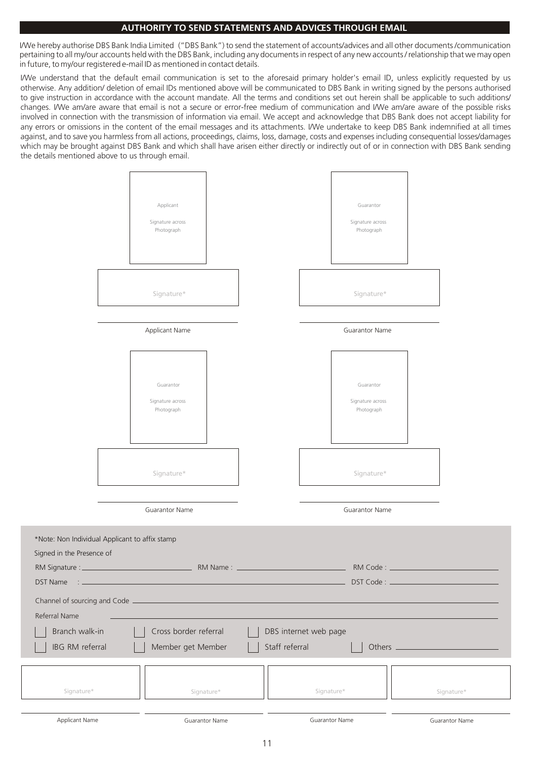## AUTHORITY TO SEND STATEMENTS AND ADVICES THROUGH EMAIL

I/We hereby authorise DBS Bank India Limited ("DBS Bank") to send the statement of accounts/advices and all other documents /communication pertaining to all my/our accounts held with the DBS Bank, including any documents in respect of any new accounts / relationship that we may open in future, to my/our registered e-mail ID as mentioned in contact details.

I/We understand that the default email communication is set to the aforesaid primary holder's email ID, unless explicitly requested by us otherwise. Any addition/ deletion of email IDs mentioned above will be communicated to DBS Bank in writing signed by the persons authorised to give instruction in accordance with the account mandate. All the terms and conditions set out herein shall be applicable to such additions/ changes. I/We am/are aware that email is not a secure or error-free medium of communication and I/We am/are aware of the possible risks involved in connection with the transmission of information via email. We accept and acknowledge that DBS Bank does not accept liability for any errors or omissions in the content of the email messages and its attachments. I/We undertake to keep DBS Bank indemnified at all times against, and to save you harmless from all actions, proceedings, claims, loss, damage, costs and expenses including consequential losses/damages which may be brought against DBS Bank and which shall have arisen either directly or indirectly out of or in connection with DBS Bank sending the details mentioned above to us through email.

| Applicant Signature across Photograph | Guarantor Signature across Photograph |
|---|---|
| Signature* | Signature* |
| Applicant Name | Guarantor Name |

| Guarantor Signature across Photograph | Guarantor Signature across Photograph |
|---|---|
| Signature* | Signature* |
| Guarantor Name | Guarantor Name |

*Note: Non Individual Applicant to affix stamp

Signed in the Presence of

RM Signature : ____________ RM Name : ____________ RM Code : ____________

DST Name : ____________ DST Code : ____________

Channel of sourcing and Code ____________

Referral Name ____________

☐ Branch walk-in ☐ Cross border referral ☐ DBS internet web page

☐ IBG RM referral ☐ Member get Member ☐ Staff referral ☐ Others ____________

| Signature* | Signature* | Signature* | Signature* |
|---|---|---|---|
| Applicant Name | Guarantor Name | Guarantor Name | Guarantor Name |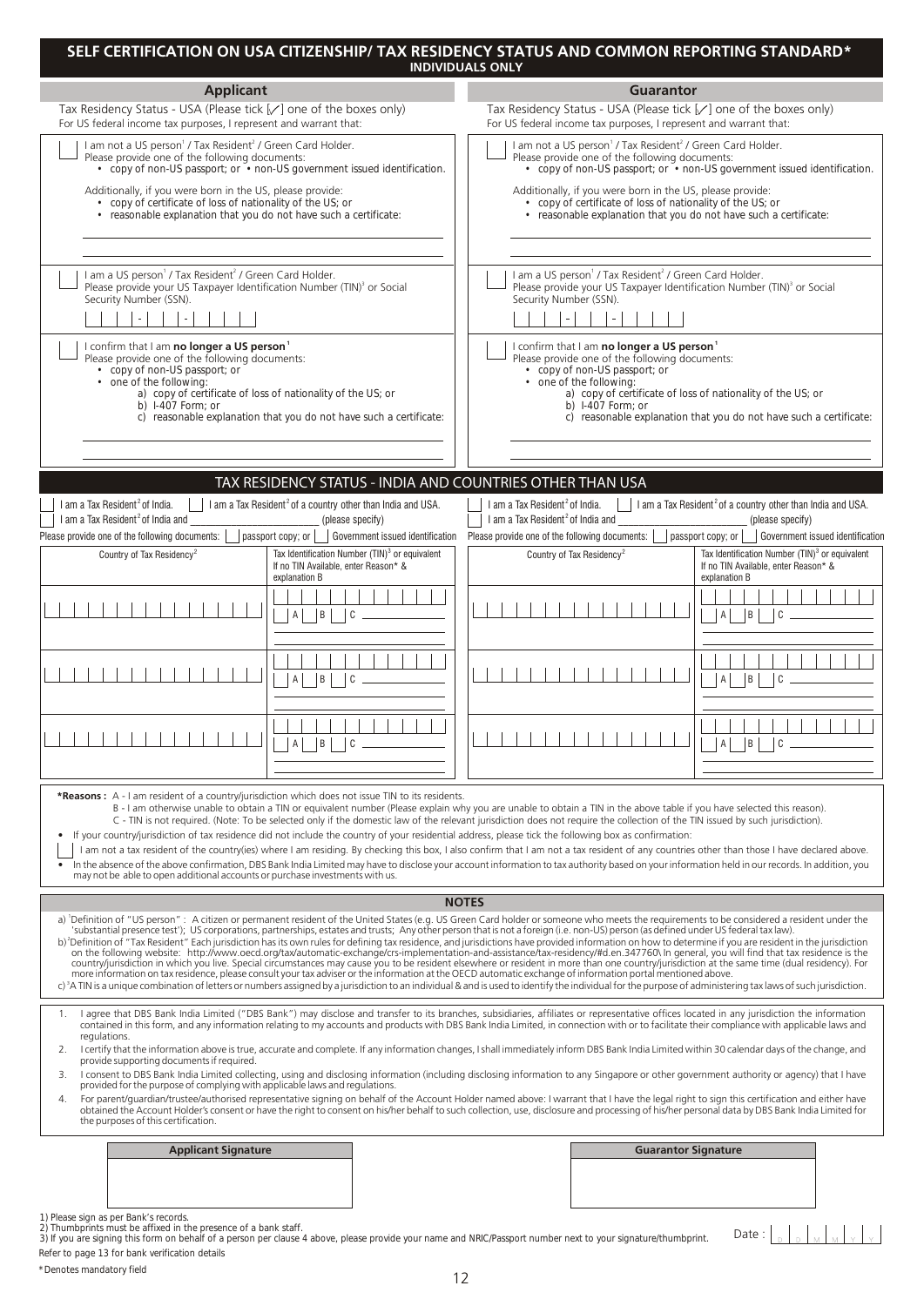# SELF CERTIFICATION ON USA CITIZENSHIP/ TAX RESIDENCY STATUS AND COMMON REPORTING STANDARD*

**INDIVIDUALS ONLY**

## Applicant

Tax Residency Status - USA (Please tick [✓] one of the boxes only)
For US federal income tax purposes, I represent and warrant that:

☐ I am not a US person[1] / Tax Resident[2] / Green Card Holder.
Please provide one of the following documents:
- copy of non-US passport; or • non-US government issued identification.

Additionally, if you were born in the US, please provide:
- copy of certificate of loss of nationality of the US; or
- reasonable explanation that you do not have such a certificate:

______________________________

☐ I am a US person[1] / Tax Resident[2] / Green Card Holder.
Please provide your US Taxpayer Identification Number (TIN)[3] or Social Security Number (SSN).

☐☐☐ - ☐☐ - ☐☐☐☐

☐ I confirm that I am **no longer a US person[1]**
Please provide one of the following documents:
- copy of non-US passport; or
- one of the following:
  - a) copy of certificate of loss of nationality of the US; or
  - b) I-407 Form; or
  - c) reasonable explanation that you do not have such a certificate:

______________________________

## Guarantor

Tax Residency Status - USA (Please tick [✓] one of the boxes only)
For US federal income tax purposes, I represent and warrant that:

☐ I am not a US person[1] / Tax Resident[2] / Green Card Holder.
Please provide one of the following documents:
- copy of non-US passport; or • non-US government issued identification.

Additionally, if you were born in the US, please provide:
- copy of certificate of loss of nationality of the US; or
- reasonable explanation that you do not have such a certificate:

______________________________

☐ I am a US person[1] / Tax Resident[2] / Green Card Holder.
Please provide your US Taxpayer Identification Number (TIN)[3] or Social Security Number (SSN).

☐☐☐ - ☐☐ - ☐☐☐☐

☐ I confirm that I am **no longer a US person[1]**
Please provide one of the following documents:
- copy of non-US passport; or
- one of the following:
  - a) copy of certificate of loss of nationality of the US; or
  - b) I-407 Form; or
  - c) reasonable explanation that you do not have such a certificate:

______________________________

## TAX RESIDENCY STATUS - INDIA AND COUNTRIES OTHER THAN USA

**Applicant**

☐ I am a Tax Resident[2] of India. ☐ I am a Tax Resident[2] of a country other than India and USA.
☐ I am a Tax Resident[2] of India and ______________ (please specify)
Please provide one of the following documents: ☐ passport copy; or ☐ Government issued identification

| Country of Tax Residency[2] | Tax Identification Number (TIN)[3] or equivalent If no TIN Available, enter Reason* & explanation B |
|---|---|
| | ☐ A ☐ B ☐ C ______ |
| | ☐ A ☐ B ☐ C ______ |
| | ☐ A ☐ B ☐ C ______ |

**Guarantor**

☐ I am a Tax Resident[2] of India. ☐ I am a Tax Resident[2] of a country other than India and USA.
☐ I am a Tax Resident[2] of India and ______________ (please specify)
Please provide one of the following documents: ☐ passport copy; or ☐ Government issued identification

| Country of Tax Residency[2] | Tax Identification Number (TIN)[3] or equivalent If no TIN Available, enter Reason* & explanation B |
|---|---|
| | ☐ A ☐ B ☐ C ______ |
| | ☐ A ☐ B ☐ C ______ |
| | ☐ A ☐ B ☐ C ______ |

***Reasons :** A - I am resident of a country/jurisdiction which does not issue TIN to its residents.
B - I am otherwise unable to obtain a TIN or equivalent number (Please explain why you are unable to obtain a TIN in the above table if you have selected this reason).
C - TIN is not required. (Note: To be selected only if the domestic law of the relevant jurisdiction does not require the collection of the TIN issued by such jurisdiction).

- If your country/jurisdiction of tax residence did not include the country of your residential address, please tick the following box as confirmation:

☐ I am not a tax resident of the country(ies) where I am residing. By checking this box, I also confirm that I am not a tax resident of any countries other than those I have declared above.

- In the absence of the above confirmation, DBS Bank India Limited may have to disclose your account information to tax authority based on your information held in our records. In addition, you may not be able to open additional accounts or purchase investments with us.

## NOTES

a) [1]Definition of "US person" : A citizen or permanent resident of the United States (e.g. US Green Card holder or someone who meets the requirements to be considered a resident under the 'substantial presence test'); US corporations, partnerships, estates and trusts; Any other person that is not a foreign (i.e. non-US) person (as defined under US federal tax law).

b) [2]Definition of "Tax Resident" Each jurisdiction has its own rules for defining tax residence, and jurisdictions have provided information on how to determine if you are resident in the jurisdiction on the following website: http://www.oecd.org/tax/automatic-exchange/crs-implementation-and-assistance/tax-residency/#d.en.347760\ In general, you will find that tax residence is the country/jurisdiction in which you live. Special circumstances may cause you to be resident elsewhere or resident in more than one country/jurisdiction at the same time (dual residency). For more information on tax residence, please consult your tax adviser or the information at the OECD automatic exchange of information portal mentioned above.

c) [3]A TIN is a unique combination of letters or numbers assigned by a jurisdiction to an individual & and is used to identify the individual for the purpose of administering tax laws of such jurisdiction.

1. I agree that DBS Bank India Limited ("DBS Bank") may disclose and transfer to its branches, subsidiaries, affiliates or representative offices located in any jurisdiction the information contained in this form, and any information relating to my accounts and products with DBS Bank India Limited, in connection with or to facilitate their compliance with applicable laws and regulations.
2. I certify that the information above is true, accurate and complete. If any information changes, I shall immediately inform DBS Bank India Limited within 30 calendar days of the change, and provide supporting documents if required.
3. I consent to DBS Bank India Limited collecting, using and disclosing information (including disclosing information to any Singapore or other government authority or agency) that I have provided for the purpose of complying with applicable laws and regulations.
4. For parent/guardian/trustee/authorised representative signing on behalf of the Account Holder named above: I warrant that I have the legal right to sign this certification and either have obtained the Account Holder's consent or have the right to consent on his/her behalf to such collection, use, disclosure and processing of his/her personal data by DBS Bank India Limited for the purposes of this certification.

| Applicant Signature | Guarantor Signature |
|---|---|
| | |

1) Please sign as per Bank's records.
2) Thumbprints must be affixed in the presence of a bank staff.
3) If you are signing this form on behalf of a person per clause 4 above, please provide your name and NRIC/Passport number next to your signature/thumbprint.

Date : D D M M Y Y

Refer to page 13 for bank verification details

*Denotes mandatory field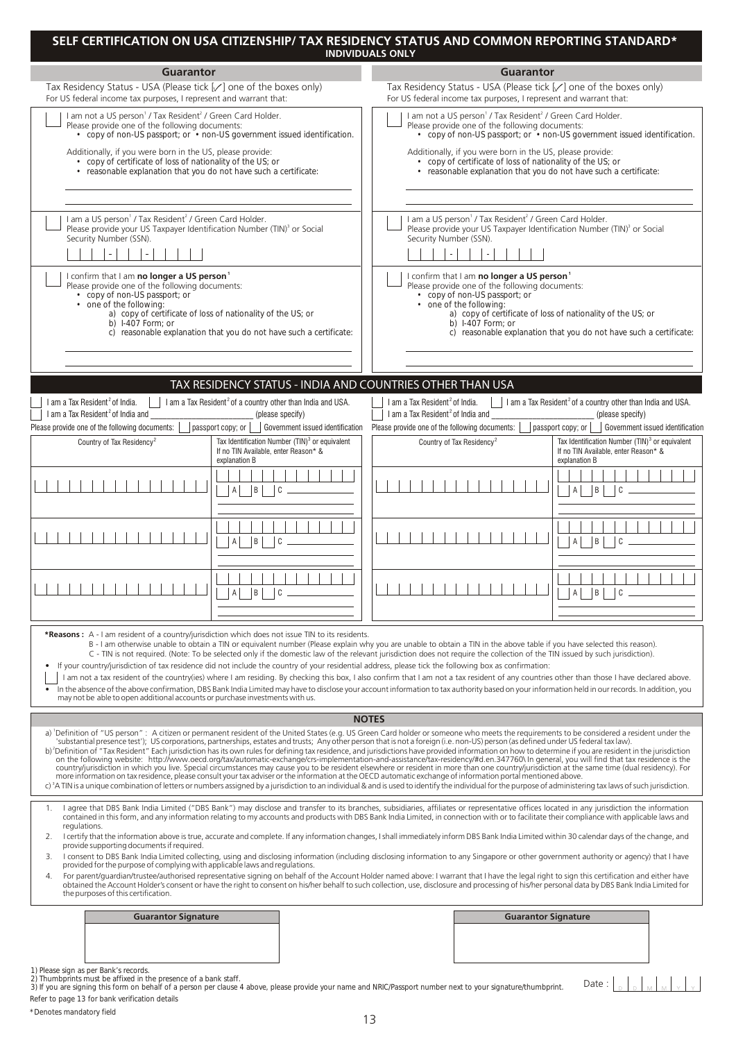# SELF CERTIFICATION ON USA CITIZENSHIP/ TAX RESIDENCY STATUS AND COMMON REPORTING STANDARD*

**INDIVIDUALS ONLY**

## Guarantor

Tax Residency Status - USA (Please tick [✓] one of the boxes only)
For US federal income tax purposes, I represent and warrant that:

☐ I am not a US person[1] / Tax Resident[2] / Green Card Holder.
Please provide one of the following documents:
- copy of non-US passport; or • non-US government issued identification.

Additionally, if you were born in the US, please provide:
- copy of certificate of loss of nationality of the US; or
- reasonable explanation that you do not have such a certificate:

______________________________

______________________________

☐ I am a US person[1] / Tax Resident[2] / Green Card Holder.
Please provide your US Taxpayer Identification Number (TIN)[3] or Social Security Number (SSN).

☐☐☐ - ☐☐ - ☐☐☐☐

☐ I confirm that I am **no longer a US person[1]**
Please provide one of the following documents:
- copy of non-US passport; or
- one of the following:
  - a) copy of certificate of loss of nationality of the US; or
  - b) I-407 Form; or
  - c) reasonable explanation that you do not have such a certificate:

______________________________

______________________________

## Guarantor

Tax Residency Status - USA (Please tick [✓] one of the boxes only)
For US federal income tax purposes, I represent and warrant that:

☐ I am not a US person[1] / Tax Resident[2] / Green Card Holder.
Please provide one of the following documents:
- copy of non-US passport; or • non-US government issued identification.

Additionally, if you were born in the US, please provide:
- copy of certificate of loss of nationality of the US; or
- reasonable explanation that you do not have such a certificate:

______________________________

______________________________

☐ I am a US person[1] / Tax Resident[2] / Green Card Holder.
Please provide your US Taxpayer Identification Number (TIN)[3] or Social Security Number (SSN).

☐☐☐ - ☐☐ - ☐☐☐☐

☐ I confirm that I am **no longer a US person[1]**
Please provide one of the following documents:
- copy of non-US passport; or
- one of the following:
  - a) copy of certificate of loss of nationality of the US; or
  - b) I-407 Form; or
  - c) reasonable explanation that you do not have such a certificate:

______________________________

______________________________

## TAX RESIDENCY STATUS - INDIA AND COUNTRIES OTHER THAN USA

**Guarantor**

☐ I am a Tax Resident[2] of India. ☐ I am a Tax Resident[2] of a country other than India and USA.
☐ I am a Tax Resident[2] of India and ______________ (please specify)
Please provide one of the following documents: ☐ passport copy; or ☐ Government issued identification

| Country of Tax Residency[2] | Tax Identification Number (TIN)[3] or equivalent If no TIN Available, enter Reason* & explanation B |
|---|---|
| | ☐ A ☐ B ☐ C ______ |
| | ☐ A ☐ B ☐ C ______ |
| | ☐ A ☐ B ☐ C ______ |

**Guarantor**

☐ I am a Tax Resident[2] of India. ☐ I am a Tax Resident[2] of a country other than India and USA.
☐ I am a Tax Resident[2] of India and ______________ (please specify)
Please provide one of the following documents: ☐ passport copy; or ☐ Government issued identification

| Country of Tax Residency[2] | Tax Identification Number (TIN)[3] or equivalent If no TIN Available, enter Reason* & explanation B |
|---|---|
| | ☐ A ☐ B ☐ C ______ |
| | ☐ A ☐ B ☐ C ______ |
| | ☐ A ☐ B ☐ C ______ |

***Reasons :** A - I am resident of a country/jurisdiction which does not issue TIN to its residents.
B - I am otherwise unable to obtain a TIN or equivalent number (Please explain why you are unable to obtain a TIN in the above table if you have selected this reason).
C - TIN is not required. (Note: To be selected only if the domestic law of the relevant jurisdiction does not require the collection of the TIN issued by such jurisdiction).

- If your country/jurisdiction of tax residence did not include the country of your residential address, please tick the following box as confirmation:

☐ I am not a tax resident of the country(ies) where I am residing. By checking this box, I also confirm that I am not a tax resident of any countries other than those I have declared above.

- In the absence of the above confirmation, DBS Bank India Limited may have to disclose your account information to tax authority based on your information held in our records. In addition, you may not be able to open additional accounts or purchase investments with us.

## NOTES

a) [1]Definition of "US person" : A citizen or permanent resident of the United States (e.g. US Green Card holder or someone who meets the requirements to be considered a resident under the 'substantial presence test'); US corporations, partnerships, estates and trusts; Any other person that is not a foreign (i.e. non-US) person (as defined under US federal tax law).

b) [2]Definition of "Tax Resident" Each jurisdiction has its own rules for defining tax residence, and jurisdictions have provided information on how to determine if you are resident in the jurisdiction on the following website: http://www.oecd.org/tax/automatic-exchange/crs-implementation-and-assistance/tax-residency/#d.en.347760\ In general, you will find that tax residence is the country/jurisdiction in which you live. Special circumstances may cause you to be resident elsewhere or resident in more than one country/jurisdiction at the same time (dual residency). For more information on tax residence, please consult your tax adviser or the information at the OECD automatic exchange of information portal mentioned above.

c) [3]A TIN is a unique combination of letters or numbers assigned by a jurisdiction to an individual & and is used to identify the individual for the purpose of administering tax laws of such jurisdiction.

1. I agree that DBS Bank India Limited ("DBS Bank") may disclose and transfer to its branches, subsidiaries, affiliates or representative offices located in any jurisdiction the information contained in this form, and any information relating to my accounts and products with DBS Bank India Limited, in connection with or to facilitate their compliance with applicable laws and regulations.
2. I certify that the information above is true, accurate and complete. If any information changes, I shall immediately inform DBS Bank India Limited within 30 calendar days of the change, and provide supporting documents if required.
3. I consent to DBS Bank India Limited collecting, using and disclosing information (including disclosing information to any Singapore or other government authority or agency) that I have provided for the purpose of complying with applicable laws and regulations.
4. For parent/guardian/trustee/authorised representative signing on behalf of the Account Holder named above: I warrant that I have the legal right to sign this certification and either have obtained the Account Holder's consent or have the right to consent on his/her behalf to such collection, use, disclosure and processing of his/her personal data by DBS Bank India Limited for the purposes of this certification.

| Guarantor Signature | | Guarantor Signature |
|---|---|---|
| | | |

1) Please sign as per Bank's records.
2) Thumbprints must be affixed in the presence of a bank staff.
3) If you are signing this form on behalf of a person per clause 4 above, please provide your name and NRIC/Passport number next to your signature/thumbprint.

Date : D D M M Y Y

Refer to page 13 for bank verification details

*Denotes mandatory field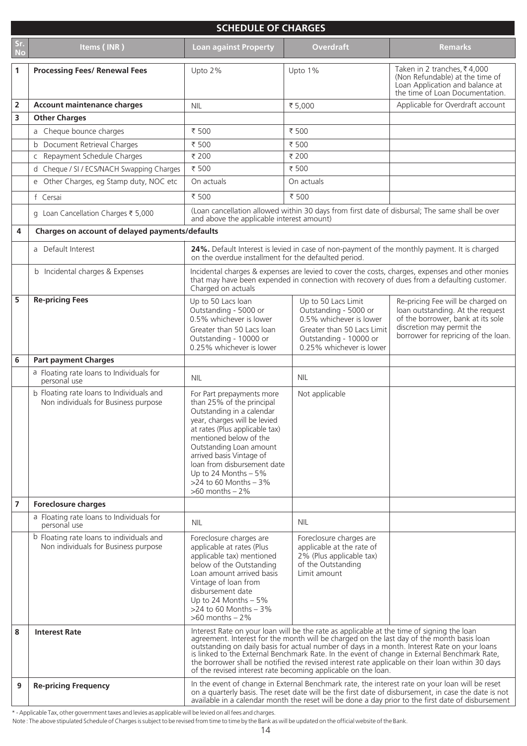## SCHEDULE OF CHARGES

| Sr. No | Items ( INR ) | Loan against Property | Overdraft | Remarks |
|---|---|---|---|---|
| 1 | **Processing Fees/ Renewal Fees** | Upto 2% | Upto 1% | Taken in 2 tranches, ₹ 4,000 (Non Refundable) at the time of Loan Application and balance at the time of Loan Documentation. |
| 2 | **Account maintenance charges** | NIL | ₹ 5,000 | Applicable for Overdraft account |
| 3 | **Other Charges** | | | |
| | a Cheque bounce charges | ₹ 500 | ₹ 500 | |
| | b Document Retrieval Charges | ₹ 500 | ₹ 500 | |
| | c Repayment Schedule Charges | ₹ 200 | ₹ 200 | |
| | d Cheque / SI / ECS/NACH Swapping Charges | ₹ 500 | ₹ 500 | |
| | e Other Charges, eg Stamp duty, NOC etc | On actuals | On actuals | |
| | f Cersai | ₹ 500 | ₹ 500 | |
| | g Loan Cancellation Charges ₹ 5,000 | (Loan cancellation allowed within 30 days from first date of disbursal; The same shall be over and above the applicable interest amount) | | |
| 4 | **Charges on account of delayed payments/defaults** | | | |
| | a Default Interest | **24%.** Default Interest is levied in case of non-payment of the monthly payment. It is charged on the overdue installment for the defaulted period. | | |
| | b Incidental charges & Expenses | Incidental charges & expenses are levied to cover the costs, charges, expenses and other monies that may have been expended in connection with recovery of dues from a defaulting customer. Charged on actuals | | |
| 5 | **Re-pricing Fees** | Up to 50 Lacs loan Outstanding - 5000 or 0.5% whichever is lower<br>Greater than 50 Lacs loan Outstanding - 10000 or 0.25% whichever is lower | Up to 50 Lacs Limit Outstanding - 5000 or 0.5% whichever is lower<br>Greater than 50 Lacs Limit Outstanding - 10000 or 0.25% whichever is lower | Re-pricing Fee will be charged on loan outstanding. At the request of the borrower, bank at its sole discretion may permit the borrower for repricing of the loan. |
| 6 | **Part payment Charges** | | | |
| | a Floating rate loans to Individuals for personal use | NIL | NIL | |
| | b Floating rate loans to Individuals and Non individuals for Business purpose | For Part prepayments more than 25% of the principal Outstanding in a calendar year, charges will be levied at rates (Plus applicable tax) mentioned below of the Outstanding Loan amount arrived basis Vintage of loan from disbursement date<br>Up to 24 Months – 5%<br>>24 to 60 Months – 3%<br>>60 months – 2% | Not applicable | |
| 7 | **Foreclosure charges** | | | |
| | a Floating rate loans to Individuals for personal use | NIL | NIL | |
| | b Floating rate loans to individuals and Non individuals for Business purpose | Foreclosure charges are applicable at rates (Plus applicable tax) mentioned below of the Outstanding Loan amount arrived basis Vintage of loan from disbursement date<br>Up to 24 Months – 5%<br>>24 to 60 Months – 3%<br>>60 months – 2% | Foreclosure charges are applicable at the rate of 2% (Plus applicable tax) of the Outstanding Limit amount | |
| 8 | **Interest Rate** | Interest Rate on your loan will be the rate as applicable at the time of signing the loan agreement. Interest for the month will be charged on the last day of the month basis loan outstanding on daily basis for actual number of days in a month. Interest Rate on your loans is linked to the External Benchmark Rate. In the event of change in External Benchmark Rate, the borrower shall be notified the revised interest rate applicable on their loan within 30 days of the revised interest rate becoming applicable on the loan. | | |
| 9 | **Re-pricing Frequency** | In the event of change in External Benchmark rate, the interest rate on your loan will be reset on a quarterly basis. The reset date will be the first date of disbursement, in case the date is not available in a calendar month the reset will be done a day prior to the first date of disbursement | | |

* - Applicable Tax, other government taxes and levies as applicable will be levied on all fees and charges.

Note : The above stipulated Schedule of Charges is subject to be revised from time to time by the Bank as will be updated on the official website of the Bank.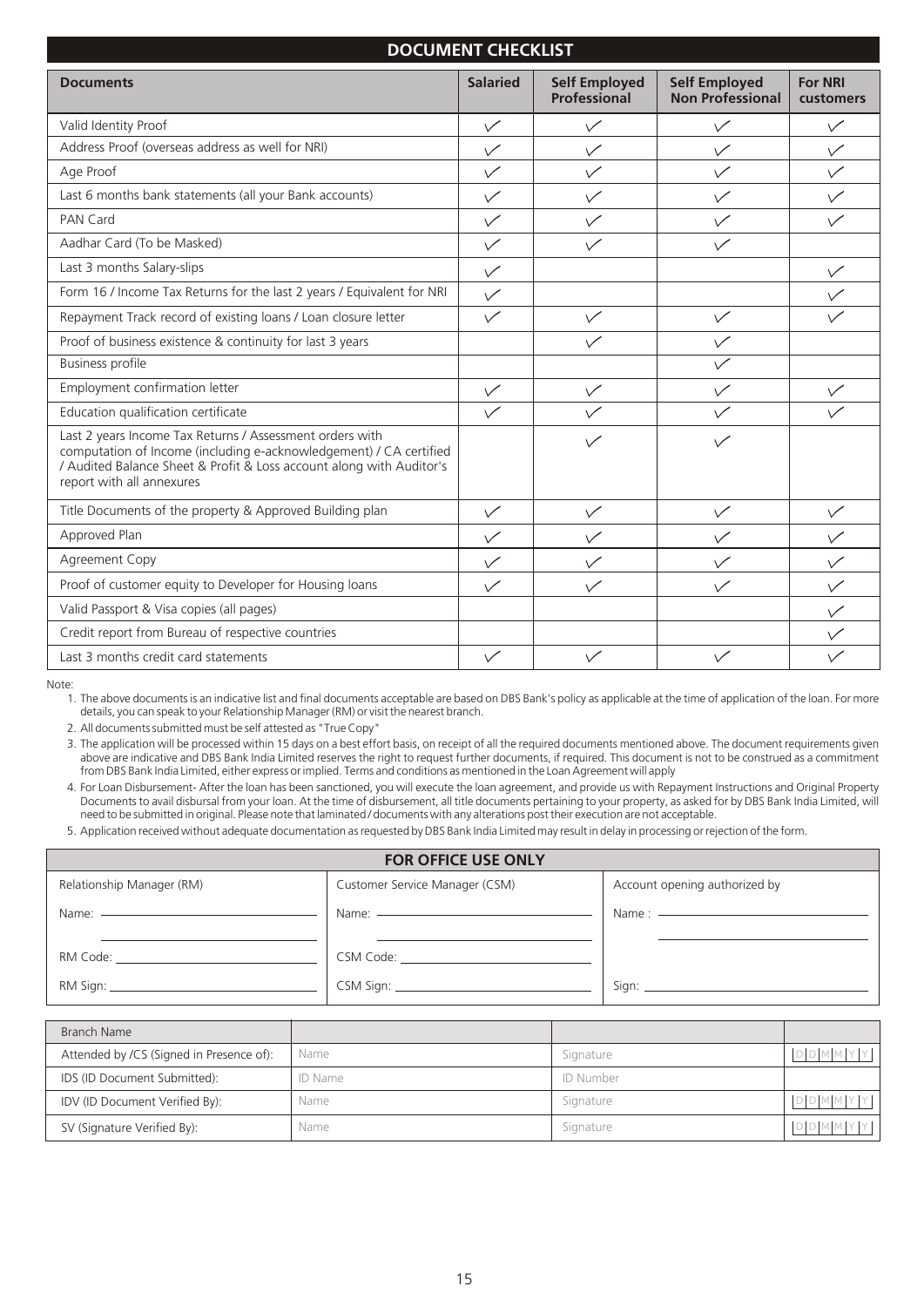## DOCUMENT CHECKLIST

| Documents | Salaried | Self Employed Professional | Self Employed Non Professional | For NRI customers |
|---|---|---|---|---|
| Valid Identity Proof | ✓ | ✓ | ✓ | ✓ |
| Address Proof (overseas address as well for NRI) | ✓ | ✓ | ✓ | ✓ |
| Age Proof | ✓ | ✓ | ✓ | ✓ |
| Last 6 months bank statements (all your Bank accounts) | ✓ | ✓ | ✓ | ✓ |
| PAN Card | ✓ | ✓ | ✓ | ✓ |
| Aadhar Card (To be Masked) | ✓ | ✓ | ✓ | |
| Last 3 months Salary-slips | ✓ | | | ✓ |
| Form 16 / Income Tax Returns for the last 2 years / Equivalent for NRI | ✓ | | | ✓ |
| Repayment Track record of existing loans / Loan closure letter | ✓ | ✓ | ✓ | ✓ |
| Proof of business existence & continuity for last 3 years | | ✓ | ✓ | |
| Business profile | | | ✓ | |
| Employment confirmation letter | ✓ | ✓ | ✓ | ✓ |
| Education qualification certificate | ✓ | ✓ | ✓ | ✓ |
| Last 2 years Income Tax Returns / Assessment orders with computation of Income (including e-acknowledgement) / CA certified / Audited Balance Sheet & Profit & Loss account along with Auditor's report with all annexures | | ✓ | ✓ | |
| Title Documents of the property & Approved Building plan | ✓ | ✓ | ✓ | ✓ |
| Approved Plan | ✓ | ✓ | ✓ | ✓ |
| Agreement Copy | ✓ | ✓ | ✓ | ✓ |
| Proof of customer equity to Developer for Housing loans | ✓ | ✓ | ✓ | ✓ |
| Valid Passport & Visa copies (all pages) | | | | ✓ |
| Credit report from Bureau of respective countries | | | | ✓ |
| Last 3 months credit card statements | ✓ | ✓ | ✓ | ✓ |

Note:

1. The above documents is an indicative list and final documents acceptable are based on DBS Bank's policy as applicable at the time of application of the loan. For more details, you can speak to your Relationship Manager (RM) or visit the nearest branch.
2. All documents submitted must be self attested as "True Copy"
3. The application will be processed within 15 days on a best effort basis, on receipt of all the required documents mentioned above. The document requirements given above are indicative and DBS Bank India Limited reserves the right to request further documents, if required. This document is not to be construed as a commitment from DBS Bank India Limited, either express or implied. Terms and conditions as mentioned in the Loan Agreement will apply
4. For Loan Disbursement- After the loan has been sanctioned, you will execute the loan agreement, and provide us with Repayment Instructions and Original Property Documents to avail disbursal from your loan. At the time of disbursement, all title documents pertaining to your property, as asked for by DBS Bank India Limited, will need to be submitted in original. Please note that laminated / documents with any alterations post their execution are not acceptable.
5. Application received without adequate documentation as requested by DBS Bank India Limited may result in delay in processing or rejection of the form.

## FOR OFFICE USE ONLY

| Relationship Manager (RM) | Customer Service Manager (CSM) | Account opening authorized by |
|---|---|---|
| Name: | Name: | Name : |
| RM Code: | CSM Code: | |
| RM Sign: | CSM Sign: | Sign: |

| Branch Name | | | |
|---|---|---|---|
| Attended by /CS (Signed in Presence of): | Name | Signature | DDMMYY |
| IDS (ID Document Submitted): | ID Name | ID Number | |
| IDV (ID Document Verified By): | Name | Signature | DDMMYY |
| SV (Signature Verified By): | Name | Signature | DDMMYY |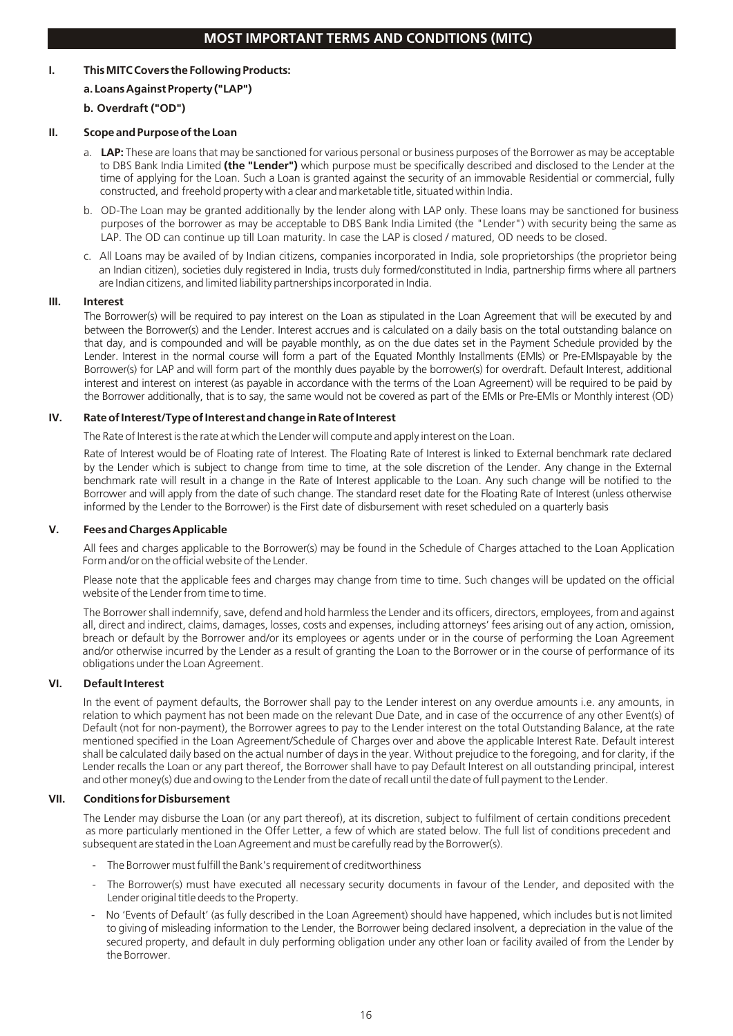# MOST IMPORTANT TERMS AND CONDITIONS (MITC)

## I. This MITC Covers the Following Products:

**a. Loans Against Property ("LAP")**

**b. Overdraft ("OD")**

## II. Scope and Purpose of the Loan

a. **LAP:** These are loans that may be sanctioned for various personal or business purposes of the Borrower as may be acceptable to DBS Bank India Limited **(the "Lender")** which purpose must be specifically described and disclosed to the Lender at the time of applying for the Loan. Such a Loan is granted against the security of an immovable Residential or commercial, fully constructed, and freehold property with a clear and marketable title, situated within India.

b. OD-The Loan may be granted additionally by the lender along with LAP only. These loans may be sanctioned for business purposes of the borrower as may be acceptable to DBS Bank India Limited (the "Lender") with security being the same as LAP. The OD can continue up till Loan maturity. In case the LAP is closed / matured, OD needs to be closed.

c. All Loans may be availed of by Indian citizens, companies incorporated in India, sole proprietorships (the proprietor being an Indian citizen), societies duly registered in India, trusts duly formed/constituted in India, partnership firms where all partners are Indian citizens, and limited liability partnerships incorporated in India.

## III. Interest

The Borrower(s) will be required to pay interest on the Loan as stipulated in the Loan Agreement that will be executed by and between the Borrower(s) and the Lender. Interest accrues and is calculated on a daily basis on the total outstanding balance on that day, and is compounded and will be payable monthly, as on the due dates set in the Payment Schedule provided by the Lender. Interest in the normal course will form a part of the Equated Monthly Installments (EMIs) or Pre-EMIspayable by the Borrower(s) for LAP and will form part of the monthly dues payable by the borrower(s) for overdraft. Default Interest, additional interest and interest on interest (as payable in accordance with the terms of the Loan Agreement) will be required to be paid by the Borrower additionally, that is to say, the same would not be covered as part of the EMIs or Pre-EMIs or Monthly interest (OD)

## IV. Rate of Interest/Type of Interest and change in Rate of Interest

The Rate of Interest is the rate at which the Lender will compute and apply interest on the Loan.

Rate of Interest would be of Floating rate of Interest. The Floating Rate of Interest is linked to External benchmark rate declared by the Lender which is subject to change from time to time, at the sole discretion of the Lender. Any change in the External benchmark rate will result in a change in the Rate of Interest applicable to the Loan. Any such change will be notified to the Borrower and will apply from the date of such change. The standard reset date for the Floating Rate of Interest (unless otherwise informed by the Lender to the Borrower) is the First date of disbursement with reset scheduled on a quarterly basis

## V. Fees and Charges Applicable

All fees and charges applicable to the Borrower(s) may be found in the Schedule of Charges attached to the Loan Application Form and/or on the official website of the Lender.

Please note that the applicable fees and charges may change from time to time. Such changes will be updated on the official website of the Lender from time to time.

The Borrower shall indemnify, save, defend and hold harmless the Lender and its officers, directors, employees, from and against all, direct and indirect, claims, damages, losses, costs and expenses, including attorneys' fees arising out of any action, omission, breach or default by the Borrower and/or its employees or agents under or in the course of performing the Loan Agreement and/or otherwise incurred by the Lender as a result of granting the Loan to the Borrower or in the course of performance of its obligations under the Loan Agreement.

## VI. Default Interest

In the event of payment defaults, the Borrower shall pay to the Lender interest on any overdue amounts i.e. any amounts, in relation to which payment has not been made on the relevant Due Date, and in case of the occurrence of any other Event(s) of Default (not for non-payment), the Borrower agrees to pay to the Lender interest on the total Outstanding Balance, at the rate mentioned specified in the Loan Agreement/Schedule of Charges over and above the applicable Interest Rate. Default interest shall be calculated daily based on the actual number of days in the year. Without prejudice to the foregoing, and for clarity, if the Lender recalls the Loan or any part thereof, the Borrower shall have to pay Default Interest on all outstanding principal, interest and other money(s) due and owing to the Lender from the date of recall until the date of full payment to the Lender.

## VII. Conditions for Disbursement

The Lender may disburse the Loan (or any part thereof), at its discretion, subject to fulfilment of certain conditions precedent as more particularly mentioned in the Offer Letter, a few of which are stated below. The full list of conditions precedent and subsequent are stated in the Loan Agreement and must be carefully read by the Borrower(s).

- The Borrower must fulfill the Bank's requirement of creditworthiness
- The Borrower(s) must have executed all necessary security documents in favour of the Lender, and deposited with the Lender original title deeds to the Property.
- No 'Events of Default' (as fully described in the Loan Agreement) should have happened, which includes but is not limited to giving of misleading information to the Lender, the Borrower being declared insolvent, a depreciation in the value of the secured property, and default in duly performing obligation under any other loan or facility availed of from the Lender by the Borrower.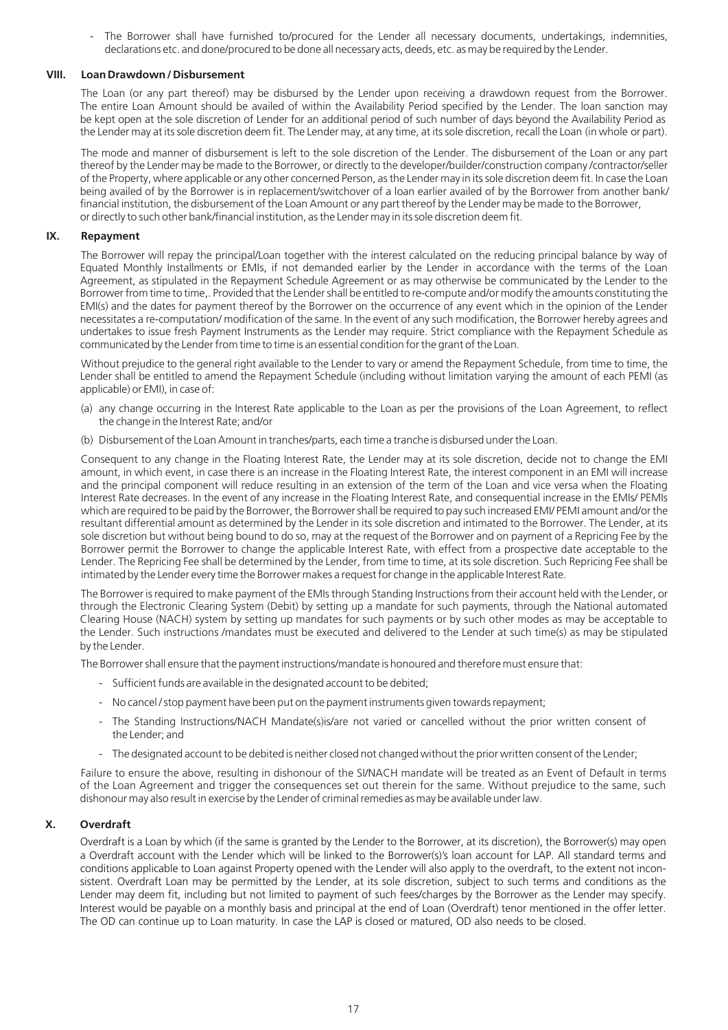- The Borrower shall have furnished to/procured for the Lender all necessary documents, undertakings, indemnities, declarations etc. and done/procured to be done all necessary acts, deeds, etc. as may be required by the Lender.

## VIII. Loan Drawdown / Disbursement

The Loan (or any part thereof) may be disbursed by the Lender upon receiving a drawdown request from the Borrower. The entire Loan Amount should be availed of within the Availability Period specified by the Lender. The loan sanction may be kept open at the sole discretion of Lender for an additional period of such number of days beyond the Availability Period as the Lender may at its sole discretion deem fit. The Lender may, at any time, at its sole discretion, recall the Loan (in whole or part).

The mode and manner of disbursement is left to the sole discretion of the Lender. The disbursement of the Loan or any part thereof by the Lender may be made to the Borrower, or directly to the developer/builder/construction company /contractor/seller of the Property, where applicable or any other concerned Person, as the Lender may in its sole discretion deem fit. In case the Loan being availed of by the Borrower is in replacement/switchover of a loan earlier availed of by the Borrower from another bank/ financial institution, the disbursement of the Loan Amount or any part thereof by the Lender may be made to the Borrower, or directly to such other bank/financial institution, as the Lender may in its sole discretion deem fit.

## IX. Repayment

The Borrower will repay the principal/Loan together with the interest calculated on the reducing principal balance by way of Equated Monthly Installments or EMIs, if not demanded earlier by the Lender in accordance with the terms of the Loan Agreement, as stipulated in the Repayment Schedule Agreement or as may otherwise be communicated by the Lender to the Borrower from time to time,. Provided that the Lender shall be entitled to re-compute and/or modify the amounts constituting the EMI(s) and the dates for payment thereof by the Borrower on the occurrence of any event which in the opinion of the Lender necessitates a re-computation/ modification of the same. In the event of any such modification, the Borrower hereby agrees and undertakes to issue fresh Payment Instruments as the Lender may require. Strict compliance with the Repayment Schedule as communicated by the Lender from time to time is an essential condition for the grant of the Loan.

Without prejudice to the general right available to the Lender to vary or amend the Repayment Schedule, from time to time, the Lender shall be entitled to amend the Repayment Schedule (including without limitation varying the amount of each PEMI (as applicable) or EMI), in case of:

(a) any change occurring in the Interest Rate applicable to the Loan as per the provisions of the Loan Agreement, to reflect the change in the Interest Rate; and/or

(b) Disbursement of the Loan Amount in tranches/parts, each time a tranche is disbursed under the Loan.

Consequent to any change in the Floating Interest Rate, the Lender may at its sole discretion, decide not to change the EMI amount, in which event, in case there is an increase in the Floating Interest Rate, the interest component in an EMI will increase and the principal component will reduce resulting in an extension of the term of the Loan and vice versa when the Floating Interest Rate decreases. In the event of any increase in the Floating Interest Rate, and consequential increase in the EMIs/ PEMIs which are required to be paid by the Borrower, the Borrower shall be required to pay such increased EMI/ PEMI amount and/or the resultant differential amount as determined by the Lender in its sole discretion and intimated to the Borrower. The Lender, at its sole discretion but without being bound to do so, may at the request of the Borrower and on payment of a Repricing Fee by the Borrower permit the Borrower to change the applicable Interest Rate, with effect from a prospective date acceptable to the Lender. The Repricing Fee shall be determined by the Lender, from time to time, at its sole discretion. Such Repricing Fee shall be intimated by the Lender every time the Borrower makes a request for change in the applicable Interest Rate.

The Borrower is required to make payment of the EMIs through Standing Instructions from their account held with the Lender, or through the Electronic Clearing System (Debit) by setting up a mandate for such payments, through the National automated Clearing House (NACH) system by setting up mandates for such payments or by such other modes as may be acceptable to the Lender. Such instructions /mandates must be executed and delivered to the Lender at such time(s) as may be stipulated by the Lender.

The Borrower shall ensure that the payment instructions/mandate is honoured and therefore must ensure that:

- Sufficient funds are available in the designated account to be debited;
- No cancel / stop payment have been put on the payment instruments given towards repayment;
- The Standing Instructions/NACH Mandate(s)is/are not varied or cancelled without the prior written consent of the Lender; and
- The designated account to be debited is neither closed not changed without the prior written consent of the Lender;

Failure to ensure the above, resulting in dishonour of the SI/NACH mandate will be treated as an Event of Default in terms of the Loan Agreement and trigger the consequences set out therein for the same. Without prejudice to the same, such dishonour may also result in exercise by the Lender of criminal remedies as may be available under law.

## X. Overdraft

Overdraft is a Loan by which (if the same is granted by the Lender to the Borrower, at its discretion), the Borrower(s) may open a Overdraft account with the Lender which will be linked to the Borrower(s)'s loan account for LAP. All standard terms and conditions applicable to Loan against Property opened with the Lender will also apply to the overdraft, to the extent not inconsistent. Overdraft Loan may be permitted by the Lender, at its sole discretion, subject to such terms and conditions as the Lender may deem fit, including but not limited to payment of such fees/charges by the Borrower as the Lender may specify. Interest would be payable on a monthly basis and principal at the end of Loan (Overdraft) tenor mentioned in the offer letter. The OD can continue up to Loan maturity. In case the LAP is closed or matured, OD also needs to be closed.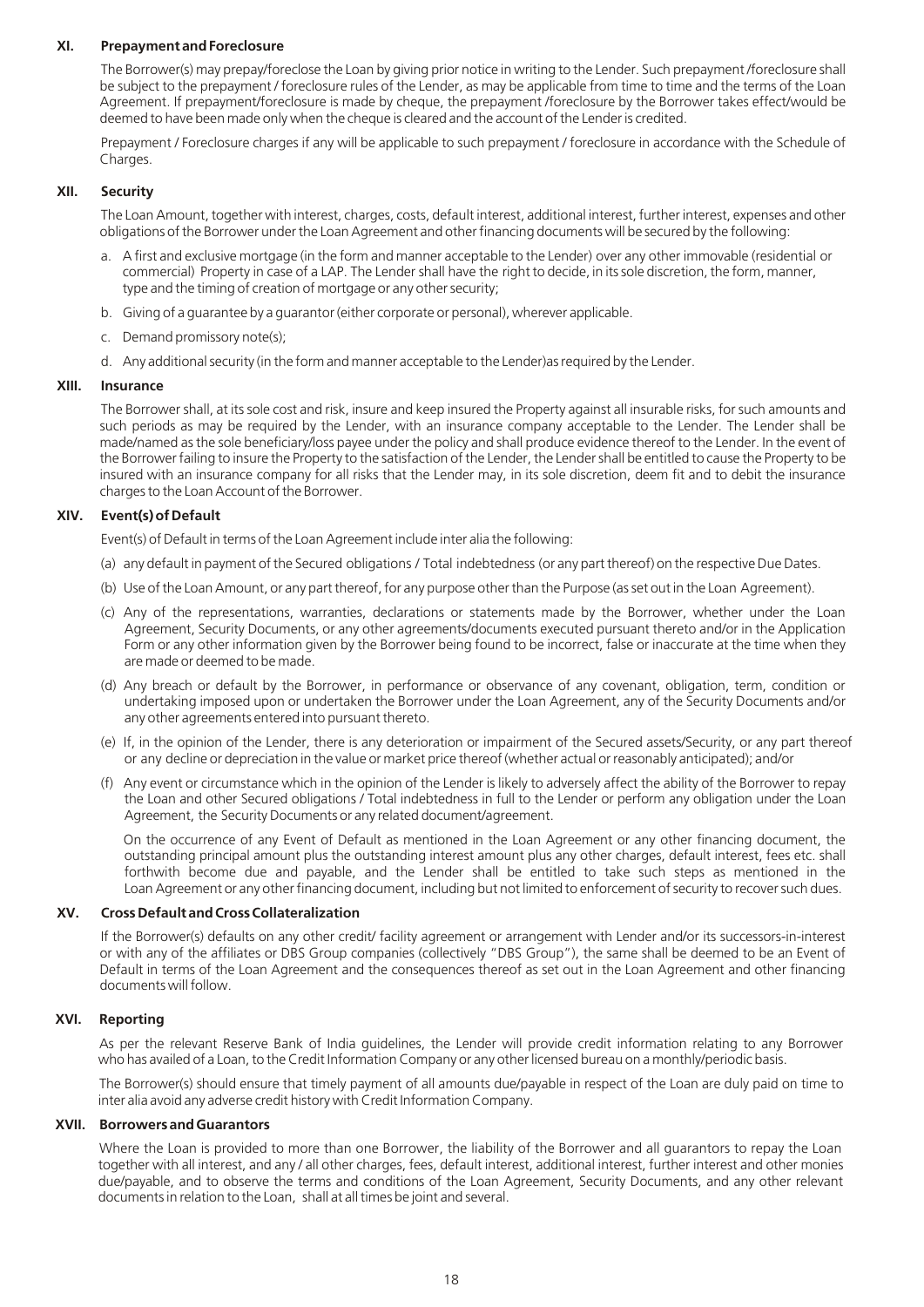### XI. Prepayment and Foreclosure

The Borrower(s) may prepay/foreclose the Loan by giving prior notice in writing to the Lender. Such prepayment /foreclosure shall be subject to the prepayment / foreclosure rules of the Lender, as may be applicable from time to time and the terms of the Loan Agreement. If prepayment/foreclosure is made by cheque, the prepayment /foreclosure by the Borrower takes effect/would be deemed to have been made only when the cheque is cleared and the account of the Lender is credited.

Prepayment / Foreclosure charges if any will be applicable to such prepayment / foreclosure in accordance with the Schedule of Charges.

### XII. Security

The Loan Amount, together with interest, charges, costs, default interest, additional interest, further interest, expenses and other obligations of the Borrower under the Loan Agreement and other financing documents will be secured by the following:

a. A first and exclusive mortgage (in the form and manner acceptable to the Lender) over any other immovable (residential or commercial) Property in case of a LAP. The Lender shall have the right to decide, in its sole discretion, the form, manner, type and the timing of creation of mortgage or any other security;

b. Giving of a guarantee by a guarantor (either corporate or personal), wherever applicable.

c. Demand promissory note(s);

d. Any additional security (in the form and manner acceptable to the Lender)as required by the Lender.

### XIII. Insurance

The Borrower shall, at its sole cost and risk, insure and keep insured the Property against all insurable risks, for such amounts and such periods as may be required by the Lender, with an insurance company acceptable to the Lender. The Lender shall be made/named as the sole beneficiary/loss payee under the policy and shall produce evidence thereof to the Lender. In the event of the Borrower failing to insure the Property to the satisfaction of the Lender, the Lender shall be entitled to cause the Property to be insured with an insurance company for all risks that the Lender may, in its sole discretion, deem fit and to debit the insurance charges to the Loan Account of the Borrower.

### XIV. Event(s) of Default

Event(s) of Default in terms of the Loan Agreement include inter alia the following:

(a) any default in payment of the Secured obligations / Total indebtedness (or any part thereof) on the respective Due Dates.

(b) Use of the Loan Amount, or any part thereof, for any purpose other than the Purpose (as set out in the Loan Agreement).

(c) Any of the representations, warranties, declarations or statements made by the Borrower, whether under the Loan Agreement, Security Documents, or any other agreements/documents executed pursuant thereto and/or in the Application Form or any other information given by the Borrower being found to be incorrect, false or inaccurate at the time when they are made or deemed to be made.

(d) Any breach or default by the Borrower, in performance or observance of any covenant, obligation, term, condition or undertaking imposed upon or undertaken the Borrower under the Loan Agreement, any of the Security Documents and/or any other agreements entered into pursuant thereto.

(e) If, in the opinion of the Lender, there is any deterioration or impairment of the Secured assets/Security, or any part thereof or any decline or depreciation in the value or market price thereof (whether actual or reasonably anticipated); and/or

(f) Any event or circumstance which in the opinion of the Lender is likely to adversely affect the ability of the Borrower to repay the Loan and other Secured obligations / Total indebtedness in full to the Lender or perform any obligation under the Loan Agreement, the Security Documents or any related document/agreement.

On the occurrence of any Event of Default as mentioned in the Loan Agreement or any other financing document, the outstanding principal amount plus the outstanding interest amount plus any other charges, default interest, fees etc. shall forthwith become due and payable, and the Lender shall be entitled to take such steps as mentioned in the Loan Agreement or any other financing document, including but not limited to enforcement of security to recover such dues.

### XV. Cross Default and Cross Collateralization

If the Borrower(s) defaults on any other credit/ facility agreement or arrangement with Lender and/or its successors-in-interest or with any of the affiliates or DBS Group companies (collectively "DBS Group"), the same shall be deemed to be an Event of Default in terms of the Loan Agreement and the consequences thereof as set out in the Loan Agreement and other financing documents will follow.

### XVI. Reporting

As per the relevant Reserve Bank of India guidelines, the Lender will provide credit information relating to any Borrower who has availed of a Loan, to the Credit Information Company or any other licensed bureau on a monthly/periodic basis.

The Borrower(s) should ensure that timely payment of all amounts due/payable in respect of the Loan are duly paid on time to inter alia avoid any adverse credit history with Credit Information Company.

### XVII. Borrowers and Guarantors

Where the Loan is provided to more than one Borrower, the liability of the Borrower and all guarantors to repay the Loan together with all interest, and any / all other charges, fees, default interest, additional interest, further interest and other monies due/payable, and to observe the terms and conditions of the Loan Agreement, Security Documents, and any other relevant documents in relation to the Loan, shall at all times be joint and several.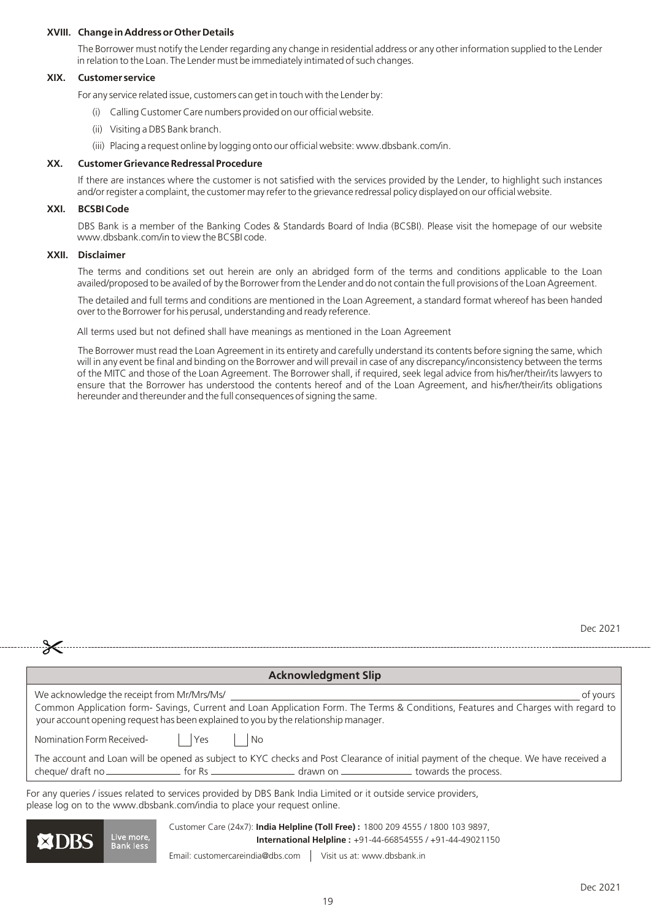### XVIII. Change in Address or Other Details

The Borrower must notify the Lender regarding any change in residential address or any other information supplied to the Lender in relation to the Loan. The Lender must be immediately intimated of such changes.

### XIX. Customer service

For any service related issue, customers can get in touch with the Lender by:

(i) Calling Customer Care numbers provided on our official website.

(ii) Visiting a DBS Bank branch.

(iii) Placing a request online by logging onto our official website: www.dbsbank.com/in.

### XX. Customer Grievance Redressal Procedure

If there are instances where the customer is not satisfied with the services provided by the Lender, to highlight such instances and/or register a complaint, the customer may refer to the grievance redressal policy displayed on our official website.

### XXI. BCSBI Code

DBS Bank is a member of the Banking Codes & Standards Board of India (BCSBI). Please visit the homepage of our website www.dbsbank.com/in to view the BCSBI code.

### XXII. Disclaimer

The terms and conditions set out herein are only an abridged form of the terms and conditions applicable to the Loan availed/proposed to be availed of by the Borrower from the Lender and do not contain the full provisions of the Loan Agreement.

The detailed and full terms and conditions are mentioned in the Loan Agreement, a standard format whereof has been handed over to the Borrower for his perusal, understanding and ready reference.

All terms used but not defined shall have meanings as mentioned in the Loan Agreement

The Borrower must read the Loan Agreement in its entirety and carefully understand its contents before signing the same, which will in any event be final and binding on the Borrower and will prevail in case of any discrepancy/inconsistency between the terms of the MITC and those of the Loan Agreement. The Borrower shall, if required, seek legal advice from his/her/their/its lawyers to ensure that the Borrower has understood the contents hereof and of the Loan Agreement, and his/her/their/its obligations hereunder and thereunder and the full consequences of signing the same.

Dec 2021

---

## Acknowledgment Slip

We acknowledge the receipt from Mr/Mrs/Ms/ ______________________________ of yours Common Application form- Savings, Current and Loan Application Form. The Terms & Conditions, Features and Charges with regard to your account opening request has been explained to you by the relationship manager.

Nomination Form Received- ☐ Yes ☐ No

The account and Loan will be opened as subject to KYC checks and Post Clearance of initial payment of the cheque. We have received a cheque/ draft no ____________ for Rs ______________ drawn on ____________ towards the process.

For any queries / issues related to services provided by DBS Bank India Limited or it outside service providers, please log on to the www.dbsbank.com/india to place your request online.

DBS Live more, Bank less

Customer Care (24x7): **India Helpline (Toll Free) :** 1800 209 4555 / 1800 103 9897,
**International Helpline :** +91-44-66854555 / +91-44-49021150

Email: customercareindia@dbs.com | Visit us at: www.dbsbank.in

Dec 2021